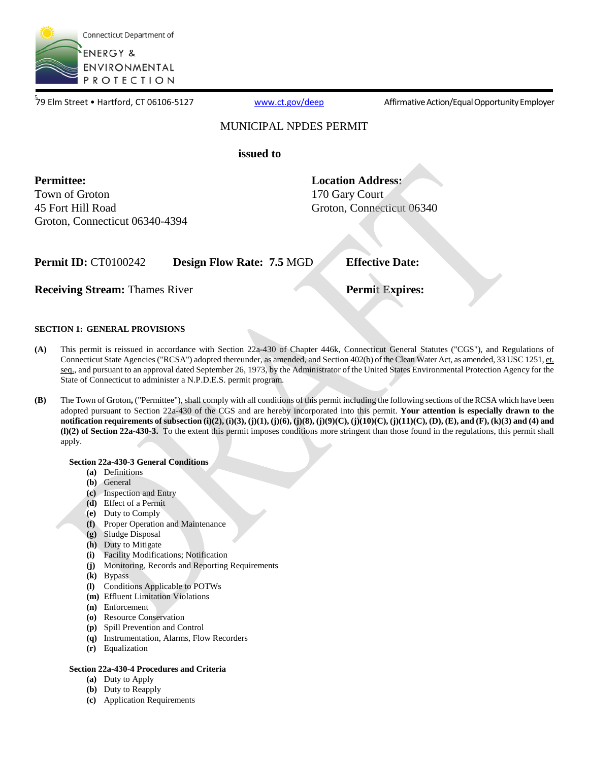Connecticut Department of ENERGY & ENVIRONMENTAL PROTECTION

79 Elm Street • Hartford, CT 06106-5127 www.ct.gov/deep Affirmative Action/Equal Opportunity Employer

# MUNICIPAL NPDES PERMIT

**issued to**

**Permittee:**
Town of Groton
45 Fort Hill Road
Groton, Connecticut 06340-4394

**Location Address:**
170 Gary Court
Groton, Connecticut 06340

**Permit ID:** CT0100242 **Design Flow Rate: 7.5** MGD **Effective Date:**

**Receiving Stream:** Thames River **Permit Expires:**

## SECTION 1: GENERAL PROVISIONS

**(A)** This permit is reissued in accordance with Section 22a-430 of Chapter 446k, Connecticut General Statutes ("CGS"), and Regulations of Connecticut State Agencies ("RCSA") adopted thereunder, as amended, and Section 402(b) of the Clean Water Act, as amended, 33 USC 1251, et. seq., and pursuant to an approval dated September 26, 1973, by the Administrator of the United States Environmental Protection Agency for the State of Connecticut to administer a N.P.D.E.S. permit program.

**(B)** The Town of Groton, ("Permittee"), shall comply with all conditions of this permit including the following sections of the RCSA which have been adopted pursuant to Section 22a-430 of the CGS and are hereby incorporated into this permit. **Your attention is especially drawn to the notification requirements of subsection (i)(2), (i)(3), (j)(1), (j)(6), (j)(8), (j)(9)(C), (j)(10)(C), (j)(11)(C), (D), (E), and (F), (k)(3) and (4) and (l)(2) of Section 22a-430-3.** To the extent this permit imposes conditions more stringent than those found in the regulations, this permit shall apply.

**Section 22a-430-3 General Conditions**

- **(a)** Definitions
- **(b)** General
- **(c)** Inspection and Entry
- **(d)** Effect of a Permit
- **(e)** Duty to Comply
- **(f)** Proper Operation and Maintenance
- **(g)** Sludge Disposal
- **(h)** Duty to Mitigate
- **(i)** Facility Modifications; Notification
- **(j)** Monitoring, Records and Reporting Requirements
- **(k)** Bypass
- **(l)** Conditions Applicable to POTWs
- **(m)** Effluent Limitation Violations
- **(n)** Enforcement
- **(o)** Resource Conservation
- **(p)** Spill Prevention and Control
- **(q)** Instrumentation, Alarms, Flow Recorders
- **(r)** Equalization

**Section 22a-430-4 Procedures and Criteria**

- **(a)** Duty to Apply
- **(b)** Duty to Reapply
- **(c)** Application Requirements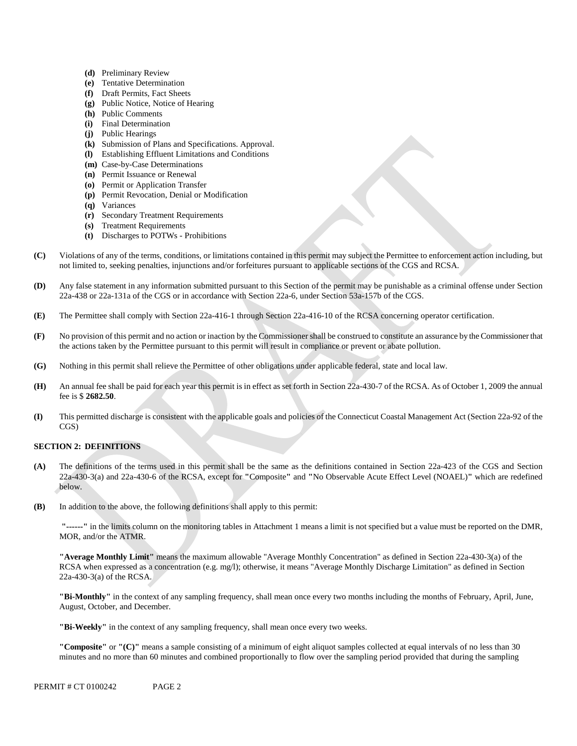- **(d)** Preliminary Review
- **(e)** Tentative Determination
- **(f)** Draft Permits, Fact Sheets
- **(g)** Public Notice, Notice of Hearing
- **(h)** Public Comments
- **(i)** Final Determination
- **(j)** Public Hearings
- **(k)** Submission of Plans and Specifications. Approval.
- **(l)** Establishing Effluent Limitations and Conditions
- **(m)** Case-by-Case Determinations
- **(n)** Permit Issuance or Renewal
- **(o)** Permit or Application Transfer
- **(p)** Permit Revocation, Denial or Modification
- **(q)** Variances
- **(r)** Secondary Treatment Requirements
- **(s)** Treatment Requirements
- **(t)** Discharges to POTWs - Prohibitions

**(C)** Violations of any of the terms, conditions, or limitations contained in this permit may subject the Permittee to enforcement action including, but not limited to, seeking penalties, injunctions and/or forfeitures pursuant to applicable sections of the CGS and RCSA.

**(D)** Any false statement in any information submitted pursuant to this Section of the permit may be punishable as a criminal offense under Section 22a-438 or 22a-131a of the CGS or in accordance with Section 22a-6, under Section 53a-157b of the CGS.

**(E)** The Permittee shall comply with Section 22a-416-1 through Section 22a-416-10 of the RCSA concerning operator certification.

**(F)** No provision of this permit and no action or inaction by the Commissioner shall be construed to constitute an assurance by the Commissioner that the actions taken by the Permittee pursuant to this permit will result in compliance or prevent or abate pollution.

**(G)** Nothing in this permit shall relieve the Permittee of other obligations under applicable federal, state and local law.

**(H)** An annual fee shall be paid for each year this permit is in effect as set forth in Section 22a-430-7 of the RCSA. As of October 1, 2009 the annual fee is $ **2682.50**.

**(I)** This permitted discharge is consistent with the applicable goals and policies of the Connecticut Coastal Management Act (Section 22a-92 of the CGS)

## SECTION 2: DEFINITIONS

**(A)** The definitions of the terms used in this permit shall be the same as the definitions contained in Section 22a-423 of the CGS and Section 22a-430-3(a) and 22a-430-6 of the RCSA, except for **"**Composite**"** and **"**No Observable Acute Effect Level (NOAEL)**"** which are redefined below.

**(B)** In addition to the above, the following definitions shall apply to this permit:

**"------"** in the limits column on the monitoring tables in Attachment 1 means a limit is not specified but a value must be reported on the DMR, MOR, and/or the ATMR.

**"Average Monthly Limit"** means the maximum allowable "Average Monthly Concentration" as defined in Section 22a-430-3(a) of the RCSA when expressed as a concentration (e.g. mg/l); otherwise, it means "Average Monthly Discharge Limitation" as defined in Section 22a-430-3(a) of the RCSA.

**"Bi-Monthly"** in the context of any sampling frequency, shall mean once every two months including the months of February, April, June, August, October, and December.

**"Bi-Weekly"** in the context of any sampling frequency, shall mean once every two weeks.

**"Composite"** or **"(C)"** means a sample consisting of a minimum of eight aliquot samples collected at equal intervals of no less than 30 minutes and no more than 60 minutes and combined proportionally to flow over the sampling period provided that during the sampling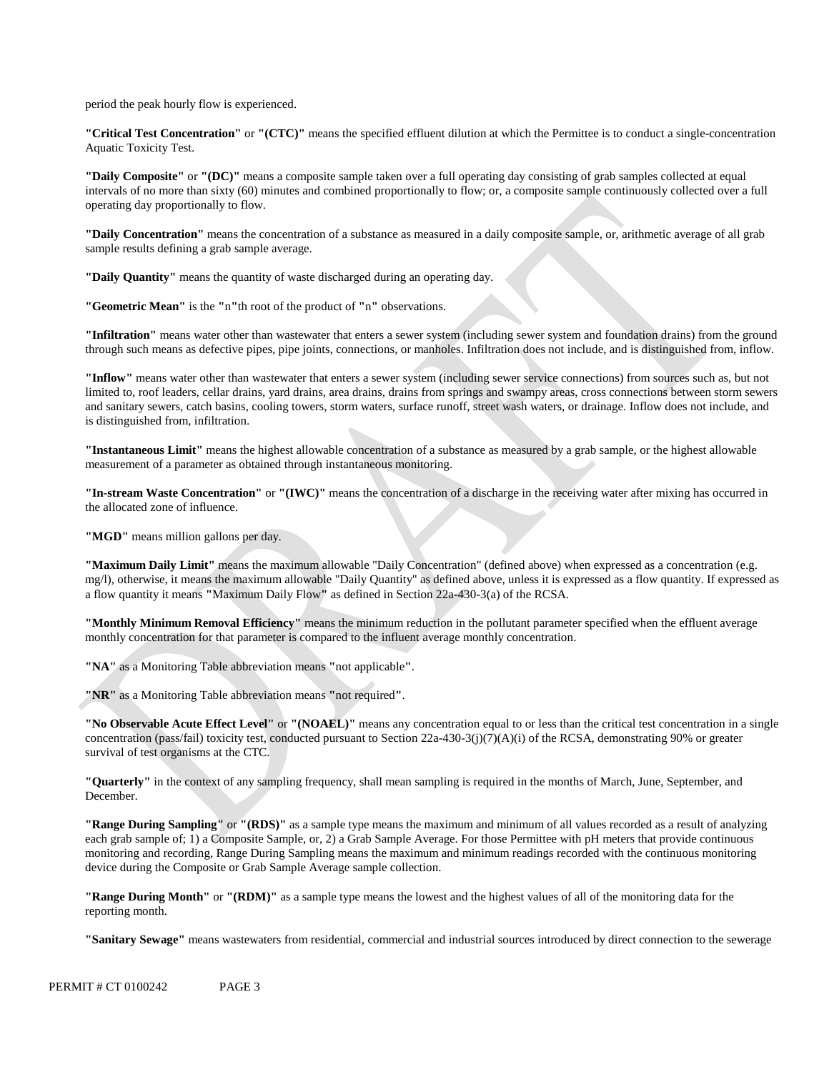period the peak hourly flow is experienced.

**"Critical Test Concentration"** or **"(CTC)"** means the specified effluent dilution at which the Permittee is to conduct a single-concentration Aquatic Toxicity Test.

**"Daily Composite"** or **"(DC)"** means a composite sample taken over a full operating day consisting of grab samples collected at equal intervals of no more than sixty (60) minutes and combined proportionally to flow; or, a composite sample continuously collected over a full operating day proportionally to flow.

**"Daily Concentration"** means the concentration of a substance as measured in a daily composite sample, or, arithmetic average of all grab sample results defining a grab sample average.

**"Daily Quantity"** means the quantity of waste discharged during an operating day.

**"Geometric Mean"** is the **"n"**th root of the product of **"n"** observations.

**"Infiltration"** means water other than wastewater that enters a sewer system (including sewer system and foundation drains) from the ground through such means as defective pipes, pipe joints, connections, or manholes. Infiltration does not include, and is distinguished from, inflow.

**"Inflow"** means water other than wastewater that enters a sewer system (including sewer service connections) from sources such as, but not limited to, roof leaders, cellar drains, yard drains, area drains, drains from springs and swampy areas, cross connections between storm sewers and sanitary sewers, catch basins, cooling towers, storm waters, surface runoff, street wash waters, or drainage. Inflow does not include, and is distinguished from, infiltration.

**"Instantaneous Limit"** means the highest allowable concentration of a substance as measured by a grab sample, or the highest allowable measurement of a parameter as obtained through instantaneous monitoring.

**"In-stream Waste Concentration"** or **"(IWC)"** means the concentration of a discharge in the receiving water after mixing has occurred in the allocated zone of influence.

**"MGD"** means million gallons per day.

**"Maximum Daily Limit"** means the maximum allowable "Daily Concentration" (defined above) when expressed as a concentration (e.g. mg/l), otherwise, it means the maximum allowable "Daily Quantity" as defined above, unless it is expressed as a flow quantity. If expressed as a flow quantity it means **"**Maximum Daily Flow**"** as defined in Section 22a-430-3(a) of the RCSA.

**"Monthly Minimum Removal Efficiency"** means the minimum reduction in the pollutant parameter specified when the effluent average monthly concentration for that parameter is compared to the influent average monthly concentration.

**"NA"** as a Monitoring Table abbreviation means **"**not applicable**"**.

**"NR"** as a Monitoring Table abbreviation means **"**not required**"**.

**"No Observable Acute Effect Level"** or **"(NOAEL)"** means any concentration equal to or less than the critical test concentration in a single concentration (pass/fail) toxicity test, conducted pursuant to Section 22a-430-3(j)(7)(A)(i) of the RCSA, demonstrating 90% or greater survival of test organisms at the CTC.

**"Quarterly"** in the context of any sampling frequency, shall mean sampling is required in the months of March, June, September, and December.

**"Range During Sampling"** or **"(RDS)"** as a sample type means the maximum and minimum of all values recorded as a result of analyzing each grab sample of; 1) a Composite Sample, or, 2) a Grab Sample Average. For those Permittee with pH meters that provide continuous monitoring and recording, Range During Sampling means the maximum and minimum readings recorded with the continuous monitoring device during the Composite or Grab Sample Average sample collection.

**"Range During Month"** or **"(RDM)"** as a sample type means the lowest and the highest values of all of the monitoring data for the reporting month.

**"Sanitary Sewage"** means wastewaters from residential, commercial and industrial sources introduced by direct connection to the sewerage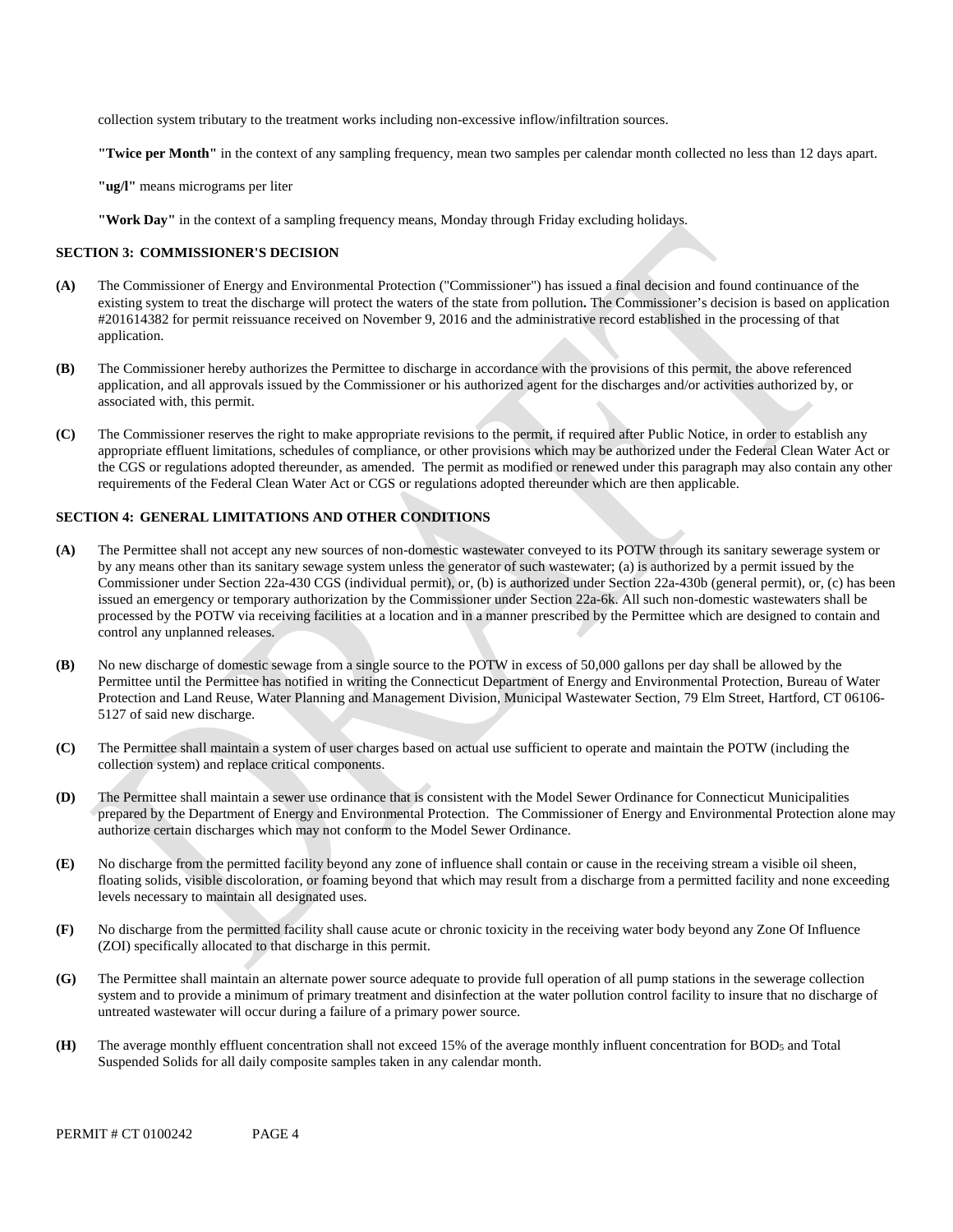collection system tributary to the treatment works including non-excessive inflow/infiltration sources.

**"Twice per Month"** in the context of any sampling frequency, mean two samples per calendar month collected no less than 12 days apart.

**"ug/l"** means micrograms per liter

**"Work Day"** in the context of a sampling frequency means, Monday through Friday excluding holidays.

## SECTION 3: COMMISSIONER'S DECISION

**(A)** The Commissioner of Energy and Environmental Protection ("Commissioner") has issued a final decision and found continuance of the existing system to treat the discharge will protect the waters of the state from pollution**.** The Commissioner's decision is based on application #201614382 for permit reissuance received on November 9, 2016 and the administrative record established in the processing of that application.

**(B)** The Commissioner hereby authorizes the Permittee to discharge in accordance with the provisions of this permit, the above referenced application, and all approvals issued by the Commissioner or his authorized agent for the discharges and/or activities authorized by, or associated with, this permit.

**(C)** The Commissioner reserves the right to make appropriate revisions to the permit, if required after Public Notice, in order to establish any appropriate effluent limitations, schedules of compliance, or other provisions which may be authorized under the Federal Clean Water Act or the CGS or regulations adopted thereunder, as amended. The permit as modified or renewed under this paragraph may also contain any other requirements of the Federal Clean Water Act or CGS or regulations adopted thereunder which are then applicable.

## SECTION 4: GENERAL LIMITATIONS AND OTHER CONDITIONS

**(A)** The Permittee shall not accept any new sources of non-domestic wastewater conveyed to its POTW through its sanitary sewerage system or by any means other than its sanitary sewage system unless the generator of such wastewater; (a) is authorized by a permit issued by the Commissioner under Section 22a-430 CGS (individual permit), or, (b) is authorized under Section 22a-430b (general permit), or, (c) has been issued an emergency or temporary authorization by the Commissioner under Section 22a-6k. All such non-domestic wastewaters shall be processed by the POTW via receiving facilities at a location and in a manner prescribed by the Permittee which are designed to contain and control any unplanned releases.

**(B)** No new discharge of domestic sewage from a single source to the POTW in excess of 50,000 gallons per day shall be allowed by the Permittee until the Permittee has notified in writing the Connecticut Department of Energy and Environmental Protection, Bureau of Water Protection and Land Reuse, Water Planning and Management Division, Municipal Wastewater Section, 79 Elm Street, Hartford, CT 06106-5127 of said new discharge.

**(C)** The Permittee shall maintain a system of user charges based on actual use sufficient to operate and maintain the POTW (including the collection system) and replace critical components.

**(D)** The Permittee shall maintain a sewer use ordinance that is consistent with the Model Sewer Ordinance for Connecticut Municipalities prepared by the Department of Energy and Environmental Protection. The Commissioner of Energy and Environmental Protection alone may authorize certain discharges which may not conform to the Model Sewer Ordinance.

**(E)** No discharge from the permitted facility beyond any zone of influence shall contain or cause in the receiving stream a visible oil sheen, floating solids, visible discoloration, or foaming beyond that which may result from a discharge from a permitted facility and none exceeding levels necessary to maintain all designated uses.

**(F)** No discharge from the permitted facility shall cause acute or chronic toxicity in the receiving water body beyond any Zone Of Influence (ZOI) specifically allocated to that discharge in this permit.

**(G)** The Permittee shall maintain an alternate power source adequate to provide full operation of all pump stations in the sewerage collection system and to provide a minimum of primary treatment and disinfection at the water pollution control facility to insure that no discharge of untreated wastewater will occur during a failure of a primary power source.

**(H)** The average monthly effluent concentration shall not exceed 15% of the average monthly influent concentration for $BOD_5$ and Total Suspended Solids for all daily composite samples taken in any calendar month.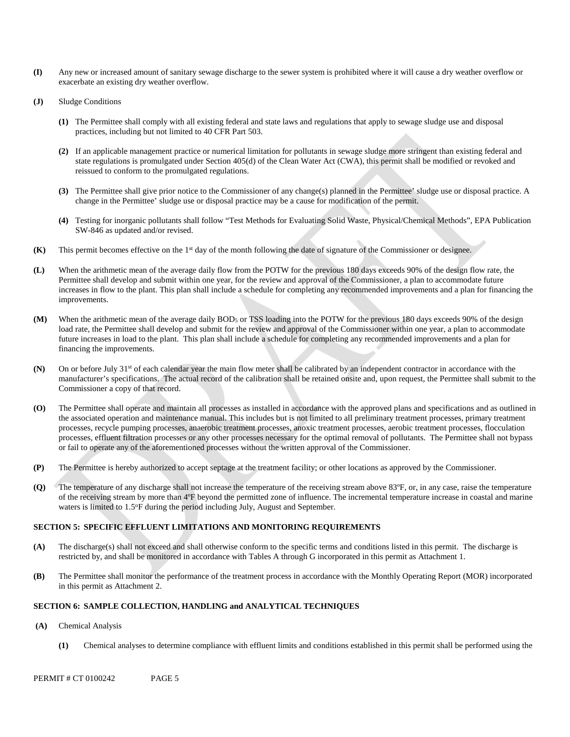**(I)** Any new or increased amount of sanitary sewage discharge to the sewer system is prohibited where it will cause a dry weather overflow or exacerbate an existing dry weather overflow.

**(J)** Sludge Conditions

**(1)** The Permittee shall comply with all existing federal and state laws and regulations that apply to sewage sludge use and disposal practices, including but not limited to 40 CFR Part 503.

**(2)** If an applicable management practice or numerical limitation for pollutants in sewage sludge more stringent than existing federal and state regulations is promulgated under Section 405(d) of the Clean Water Act (CWA), this permit shall be modified or revoked and reissued to conform to the promulgated regulations.

**(3)** The Permittee shall give prior notice to the Commissioner of any change(s) planned in the Permittee' sludge use or disposal practice. A change in the Permittee' sludge use or disposal practice may be a cause for modification of the permit.

**(4)** Testing for inorganic pollutants shall follow "Test Methods for Evaluating Solid Waste, Physical/Chemical Methods", EPA Publication SW-846 as updated and/or revised.

**(K)** This permit becomes effective on the 1st day of the month following the date of signature of the Commissioner or designee.

**(L)** When the arithmetic mean of the average daily flow from the POTW for the previous 180 days exceeds 90% of the design flow rate, the Permittee shall develop and submit within one year, for the review and approval of the Commissioner, a plan to accommodate future increases in flow to the plant. This plan shall include a schedule for completing any recommended improvements and a plan for financing the improvements.

**(M)** When the arithmetic mean of the average daily $BOD_5$ or TSS loading into the POTW for the previous 180 days exceeds 90% of the design load rate, the Permittee shall develop and submit for the review and approval of the Commissioner within one year, a plan to accommodate future increases in load to the plant. This plan shall include a schedule for completing any recommended improvements and a plan for financing the improvements.

**(N)** On or before July 31st of each calendar year the main flow meter shall be calibrated by an independent contractor in accordance with the manufacturer's specifications. The actual record of the calibration shall be retained onsite and, upon request, the Permittee shall submit to the Commissioner a copy of that record.

**(O)** The Permittee shall operate and maintain all processes as installed in accordance with the approved plans and specifications and as outlined in the associated operation and maintenance manual. This includes but is not limited to all preliminary treatment processes, primary treatment processes, recycle pumping processes, anaerobic treatment processes, anoxic treatment processes, aerobic treatment processes, flocculation processes, effluent filtration processes or any other processes necessary for the optimal removal of pollutants. The Permittee shall not bypass or fail to operate any of the aforementioned processes without the written approval of the Commissioner.

**(P)** The Permittee is hereby authorized to accept septage at the treatment facility; or other locations as approved by the Commissioner.

**(Q)** The temperature of any discharge shall not increase the temperature of the receiving stream above 83ºF, or, in any case, raise the temperature of the receiving stream by more than 4ºF beyond the permitted zone of influence. The incremental temperature increase in coastal and marine waters is limited to 1.5ºF during the period including July, August and September.

**SECTION 5: SPECIFIC EFFLUENT LIMITATIONS AND MONITORING REQUIREMENTS**

**(A)** The discharge(s) shall not exceed and shall otherwise conform to the specific terms and conditions listed in this permit. The discharge is restricted by, and shall be monitored in accordance with Tables A through G incorporated in this permit as Attachment 1.

**(B)** The Permittee shall monitor the performance of the treatment process in accordance with the Monthly Operating Report (MOR) incorporated in this permit as Attachment 2.

**SECTION 6: SAMPLE COLLECTION, HANDLING and ANALYTICAL TECHNIQUES**

**(A)** Chemical Analysis

**(1)** Chemical analyses to determine compliance with effluent limits and conditions established in this permit shall be performed using the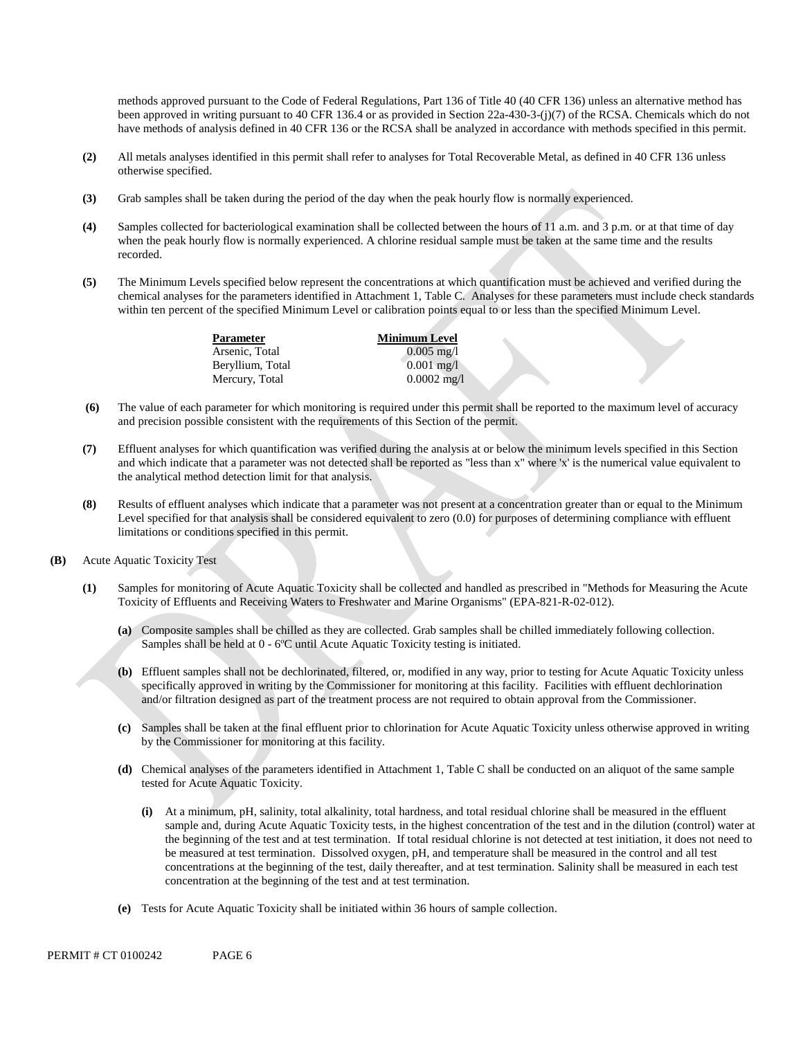methods approved pursuant to the Code of Federal Regulations, Part 136 of Title 40 (40 CFR 136) unless an alternative method has been approved in writing pursuant to 40 CFR 136.4 or as provided in Section 22a-430-3-(j)(7) of the RCSA. Chemicals which do not have methods of analysis defined in 40 CFR 136 or the RCSA shall be analyzed in accordance with methods specified in this permit.

**(2)** All metals analyses identified in this permit shall refer to analyses for Total Recoverable Metal, as defined in 40 CFR 136 unless otherwise specified.

**(3)** Grab samples shall be taken during the period of the day when the peak hourly flow is normally experienced.

**(4)** Samples collected for bacteriological examination shall be collected between the hours of 11 a.m. and 3 p.m. or at that time of day when the peak hourly flow is normally experienced. A chlorine residual sample must be taken at the same time and the results recorded.

**(5)** The Minimum Levels specified below represent the concentrations at which quantification must be achieved and verified during the chemical analyses for the parameters identified in Attachment 1, Table C. Analyses for these parameters must include check standards within ten percent of the specified Minimum Level or calibration points equal to or less than the specified Minimum Level.

| Parameter | Minimum Level |
|---|---|
| Arsenic, Total | 0.005 mg/l |
| Beryllium, Total | 0.001 mg/l |
| Mercury, Total | 0.0002 mg/l |

**(6)** The value of each parameter for which monitoring is required under this permit shall be reported to the maximum level of accuracy and precision possible consistent with the requirements of this Section of the permit.

**(7)** Effluent analyses for which quantification was verified during the analysis at or below the minimum levels specified in this Section and which indicate that a parameter was not detected shall be reported as "less than x" where 'x' is the numerical value equivalent to the analytical method detection limit for that analysis.

**(8)** Results of effluent analyses which indicate that a parameter was not present at a concentration greater than or equal to the Minimum Level specified for that analysis shall be considered equivalent to zero (0.0) for purposes of determining compliance with effluent limitations or conditions specified in this permit.

**(B)** Acute Aquatic Toxicity Test

**(1)** Samples for monitoring of Acute Aquatic Toxicity shall be collected and handled as prescribed in "Methods for Measuring the Acute Toxicity of Effluents and Receiving Waters to Freshwater and Marine Organisms" (EPA-821-R-02-012).

**(a)** Composite samples shall be chilled as they are collected. Grab samples shall be chilled immediately following collection. Samples shall be held at 0 - 6ºC until Acute Aquatic Toxicity testing is initiated.

**(b)** Effluent samples shall not be dechlorinated, filtered, or, modified in any way, prior to testing for Acute Aquatic Toxicity unless specifically approved in writing by the Commissioner for monitoring at this facility. Facilities with effluent dechlorination and/or filtration designed as part of the treatment process are not required to obtain approval from the Commissioner.

**(c)** Samples shall be taken at the final effluent prior to chlorination for Acute Aquatic Toxicity unless otherwise approved in writing by the Commissioner for monitoring at this facility.

**(d)** Chemical analyses of the parameters identified in Attachment 1, Table C shall be conducted on an aliquot of the same sample tested for Acute Aquatic Toxicity.

**(i)** At a minimum, pH, salinity, total alkalinity, total hardness, and total residual chlorine shall be measured in the effluent sample and, during Acute Aquatic Toxicity tests, in the highest concentration of the test and in the dilution (control) water at the beginning of the test and at test termination. If total residual chlorine is not detected at test initiation, it does not need to be measured at test termination. Dissolved oxygen, pH, and temperature shall be measured in the control and all test concentrations at the beginning of the test, daily thereafter, and at test termination. Salinity shall be measured in each test concentration at the beginning of the test and at test termination.

**(e)** Tests for Acute Aquatic Toxicity shall be initiated within 36 hours of sample collection.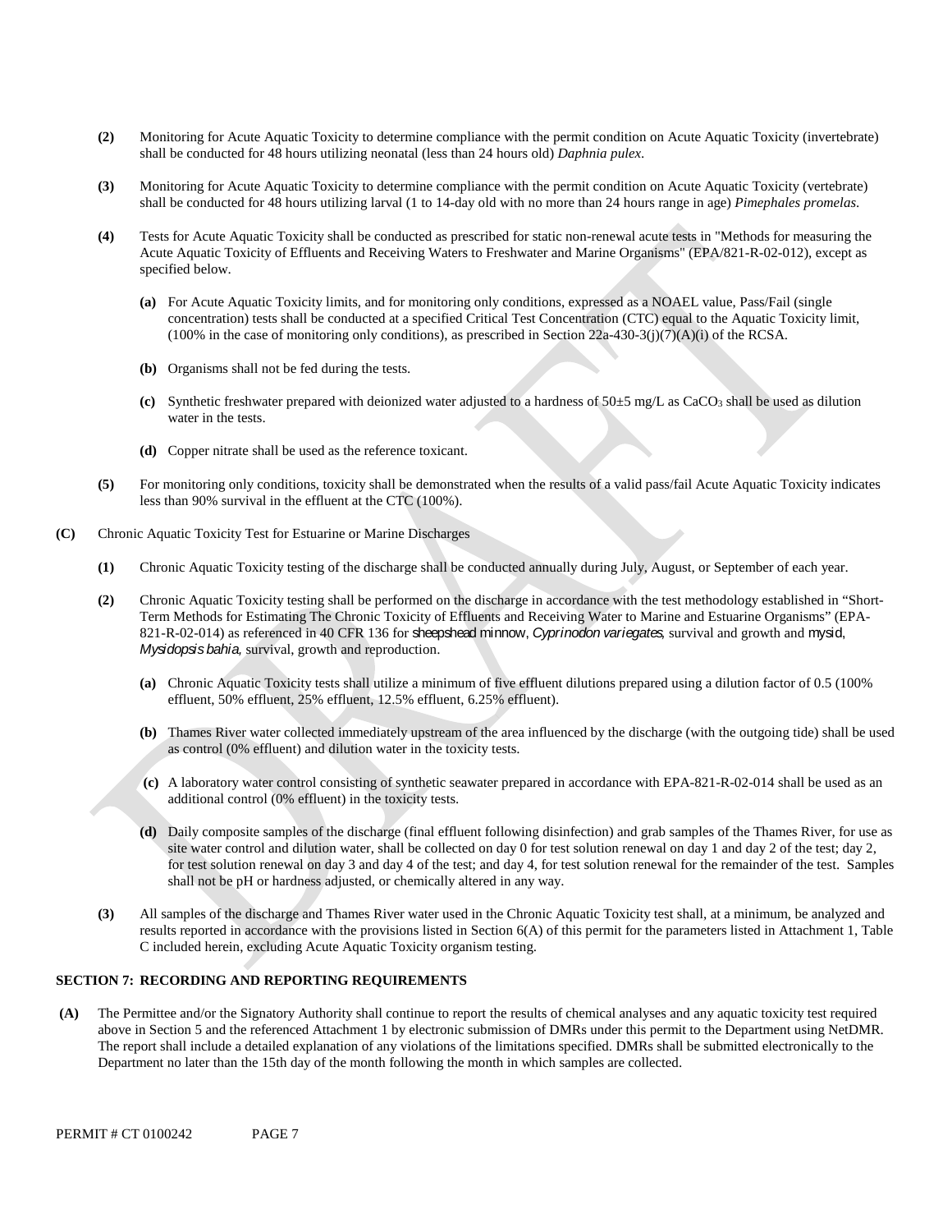**(2)** Monitoring for Acute Aquatic Toxicity to determine compliance with the permit condition on Acute Aquatic Toxicity (invertebrate) shall be conducted for 48 hours utilizing neonatal (less than 24 hours old) *Daphnia pulex*.

**(3)** Monitoring for Acute Aquatic Toxicity to determine compliance with the permit condition on Acute Aquatic Toxicity (vertebrate) shall be conducted for 48 hours utilizing larval (1 to 14-day old with no more than 24 hours range in age) *Pimephales promelas*.

**(4)** Tests for Acute Aquatic Toxicity shall be conducted as prescribed for static non-renewal acute tests in "Methods for measuring the Acute Aquatic Toxicity of Effluents and Receiving Waters to Freshwater and Marine Organisms" (EPA/821-R-02-012), except as specified below.

**(a)** For Acute Aquatic Toxicity limits, and for monitoring only conditions, expressed as a NOAEL value, Pass/Fail (single concentration) tests shall be conducted at a specified Critical Test Concentration (CTC) equal to the Aquatic Toxicity limit, (100% in the case of monitoring only conditions), as prescribed in Section 22a-430-3(j)(7)(A)(i) of the RCSA.

**(b)** Organisms shall not be fed during the tests.

**(c)** Synthetic freshwater prepared with deionized water adjusted to a hardness of 50±5 mg/L as $CaCO_3$ shall be used as dilution water in the tests.

**(d)** Copper nitrate shall be used as the reference toxicant.

**(5)** For monitoring only conditions, toxicity shall be demonstrated when the results of a valid pass/fail Acute Aquatic Toxicity indicates less than 90% survival in the effluent at the CTC (100%).

**(C)** Chronic Aquatic Toxicity Test for Estuarine or Marine Discharges

**(1)** Chronic Aquatic Toxicity testing of the discharge shall be conducted annually during July, August, or September of each year.

**(2)** Chronic Aquatic Toxicity testing shall be performed on the discharge in accordance with the test methodology established in "Short-Term Methods for Estimating The Chronic Toxicity of Effluents and Receiving Water to Marine and Estuarine Organisms" (EPA-821-R-02-014) as referenced in 40 CFR 136 for sheepshead minnow, *Cyprinodon variegates*, survival and growth and mysid, *Mysidopsis bahia*, survival, growth and reproduction.

**(a)** Chronic Aquatic Toxicity tests shall utilize a minimum of five effluent dilutions prepared using a dilution factor of 0.5 (100% effluent, 50% effluent, 25% effluent, 12.5% effluent, 6.25% effluent).

**(b)** Thames River water collected immediately upstream of the area influenced by the discharge (with the outgoing tide) shall be used as control (0% effluent) and dilution water in the toxicity tests.

**(c)** A laboratory water control consisting of synthetic seawater prepared in accordance with EPA-821-R-02-014 shall be used as an additional control (0% effluent) in the toxicity tests.

**(d)** Daily composite samples of the discharge (final effluent following disinfection) and grab samples of the Thames River, for use as site water control and dilution water, shall be collected on day 0 for test solution renewal on day 1 and day 2 of the test; day 2, for test solution renewal on day 3 and day 4 of the test; and day 4, for test solution renewal for the remainder of the test. Samples shall not be pH or hardness adjusted, or chemically altered in any way.

**(3)** All samples of the discharge and Thames River water used in the Chronic Aquatic Toxicity test shall, at a minimum, be analyzed and results reported in accordance with the provisions listed in Section 6(A) of this permit for the parameters listed in Attachment 1, Table C included herein, excluding Acute Aquatic Toxicity organism testing.

## SECTION 7: RECORDING AND REPORTING REQUIREMENTS

**(A)** The Permittee and/or the Signatory Authority shall continue to report the results of chemical analyses and any aquatic toxicity test required above in Section 5 and the referenced Attachment 1 by electronic submission of DMRs under this permit to the Department using NetDMR. The report shall include a detailed explanation of any violations of the limitations specified. DMRs shall be submitted electronically to the Department no later than the 15th day of the month following the month in which samples are collected.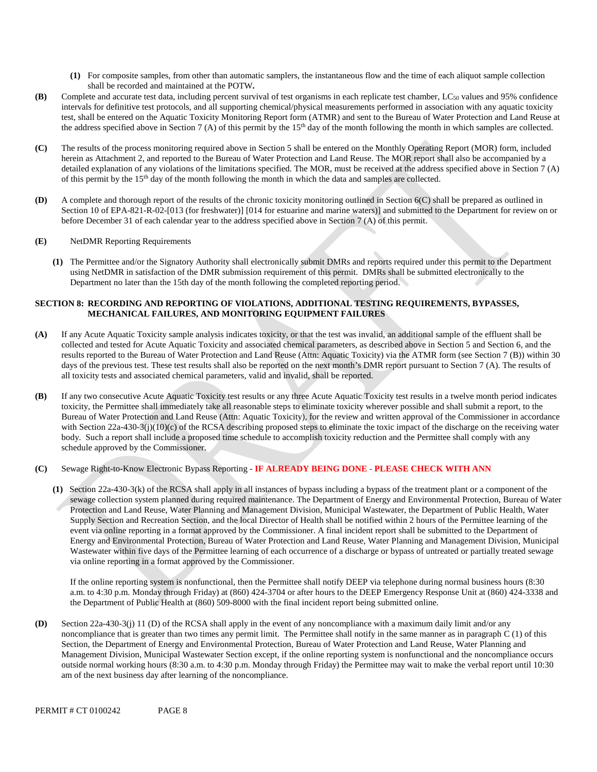**(1)** For composite samples, from other than automatic samplers, the instantaneous flow and the time of each aliquot sample collection shall be recorded and maintained at the POTW**.**

**(B)** Complete and accurate test data, including percent survival of test organisms in each replicate test chamber, $LC_{50}$ values and 95% confidence intervals for definitive test protocols, and all supporting chemical/physical measurements performed in association with any aquatic toxicity test, shall be entered on the Aquatic Toxicity Monitoring Report form (ATMR) and sent to the Bureau of Water Protection and Land Reuse at the address specified above in Section 7 (A) of this permit by the 15th day of the month following the month in which samples are collected.

**(C)** The results of the process monitoring required above in Section 5 shall be entered on the Monthly Operating Report (MOR) form, included herein as Attachment 2, and reported to the Bureau of Water Protection and Land Reuse. The MOR report shall also be accompanied by a detailed explanation of any violations of the limitations specified. The MOR, must be received at the address specified above in Section 7 (A) of this permit by the 15th day of the month following the month in which the data and samples are collected.

**(D)** A complete and thorough report of the results of the chronic toxicity monitoring outlined in Section 6(C) shall be prepared as outlined in Section 10 of EPA-821-R-02-[013 (for freshwater)] [014 for estuarine and marine waters)] and submitted to the Department for review on or before December 31 of each calendar year to the address specified above in Section 7 (A) of this permit.

**(E)** NetDMR Reporting Requirements

**(1)** The Permittee and/or the Signatory Authority shall electronically submit DMRs and reports required under this permit to the Department using NetDMR in satisfaction of the DMR submission requirement of this permit. DMRs shall be submitted electronically to the Department no later than the 15th day of the month following the completed reporting period.

## SECTION 8: RECORDING AND REPORTING OF VIOLATIONS, ADDITIONAL TESTING REQUIREMENTS, BYPASSES, MECHANICAL FAILURES, AND MONITORING EQUIPMENT FAILURES

**(A)** If any Acute Aquatic Toxicity sample analysis indicates toxicity, or that the test was invalid, an additional sample of the effluent shall be collected and tested for Acute Aquatic Toxicity and associated chemical parameters, as described above in Section 5 and Section 6, and the results reported to the Bureau of Water Protection and Land Reuse (Attn: Aquatic Toxicity) via the ATMR form (see Section 7 (B)) within 30 days of the previous test. These test results shall also be reported on the next month's DMR report pursuant to Section 7 (A). The results of all toxicity tests and associated chemical parameters, valid and invalid, shall be reported.

**(B)** If any two consecutive Acute Aquatic Toxicity test results or any three Acute Aquatic Toxicity test results in a twelve month period indicates toxicity, the Permittee shall immediately take all reasonable steps to eliminate toxicity wherever possible and shall submit a report, to the Bureau of Water Protection and Land Reuse (Attn: Aquatic Toxicity), for the review and written approval of the Commissioner in accordance with Section 22a-430-3(j)(10)(c) of the RCSA describing proposed steps to eliminate the toxic impact of the discharge on the receiving water body. Such a report shall include a proposed time schedule to accomplish toxicity reduction and the Permittee shall comply with any schedule approved by the Commissioner.

**(C)** Sewage Right-to-Know Electronic Bypass Reporting - **IF ALREADY BEING DONE - PLEASE CHECK WITH ANN**

**(1)** Section 22a-430-3(k) of the RCSA shall apply in all instances of bypass including a bypass of the treatment plant or a component of the sewage collection system planned during required maintenance. The Department of Energy and Environmental Protection, Bureau of Water Protection and Land Reuse, Water Planning and Management Division, Municipal Wastewater, the Department of Public Health, Water Supply Section and Recreation Section, and the local Director of Health shall be notified within 2 hours of the Permittee learning of the event via online reporting in a format approved by the Commissioner. A final incident report shall be submitted to the Department of Energy and Environmental Protection, Bureau of Water Protection and Land Reuse, Water Planning and Management Division, Municipal Wastewater within five days of the Permittee learning of each occurrence of a discharge or bypass of untreated or partially treated sewage via online reporting in a format approved by the Commissioner.

If the online reporting system is nonfunctional, then the Permittee shall notify DEEP via telephone during normal business hours (8:30 a.m. to 4:30 p.m. Monday through Friday) at (860) 424-3704 or after hours to the DEEP Emergency Response Unit at (860) 424-3338 and the Department of Public Health at (860) 509-8000 with the final incident report being submitted online.

**(D)** Section 22a-430-3(j) 11 (D) of the RCSA shall apply in the event of any noncompliance with a maximum daily limit and/or any noncompliance that is greater than two times any permit limit. The Permittee shall notify in the same manner as in paragraph C (1) of this Section, the Department of Energy and Environmental Protection, Bureau of Water Protection and Land Reuse, Water Planning and Management Division, Municipal Wastewater Section except, if the online reporting system is nonfunctional and the noncompliance occurs outside normal working hours (8:30 a.m. to 4:30 p.m. Monday through Friday) the Permittee may wait to make the verbal report until 10:30 am of the next business day after learning of the noncompliance.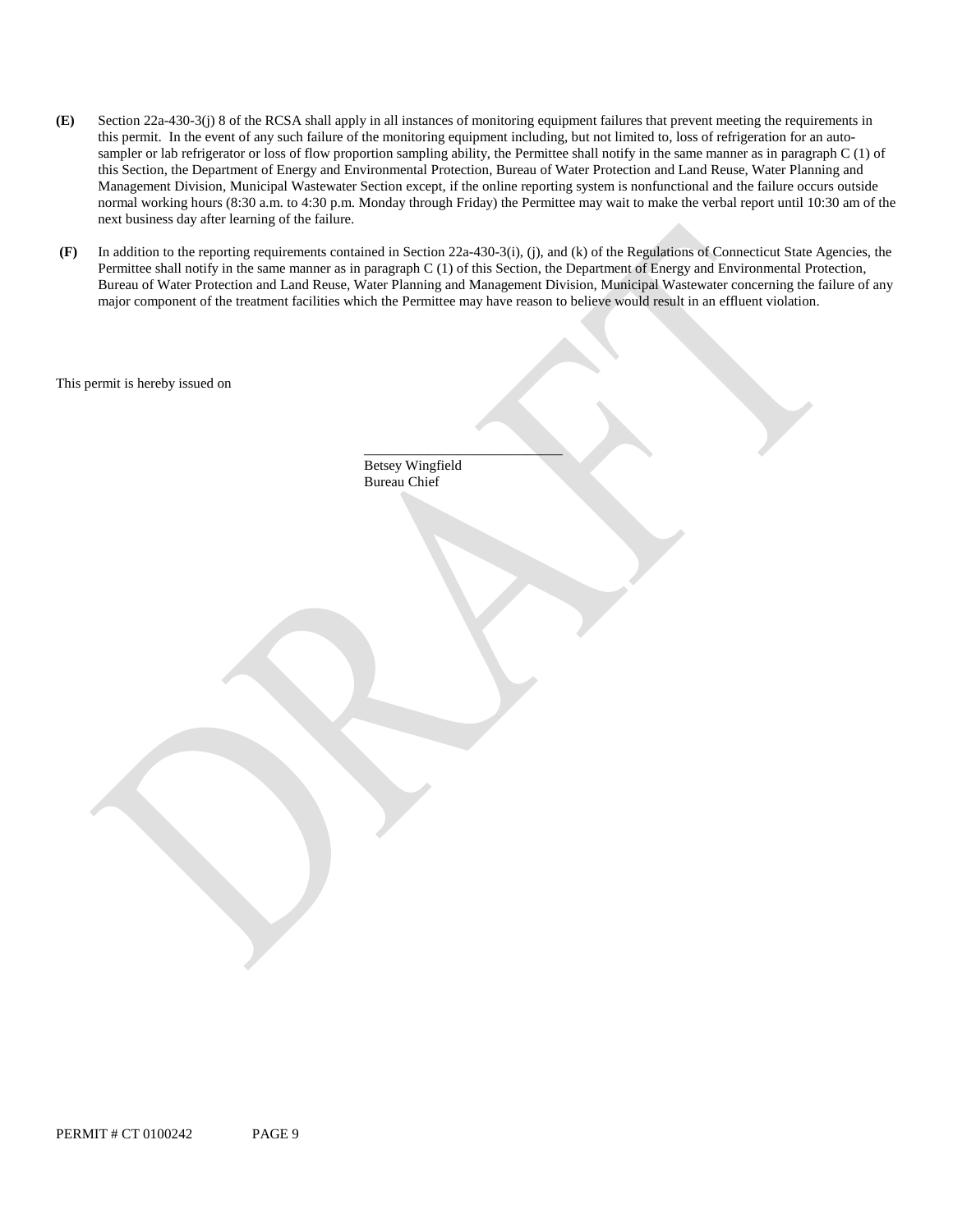**(E)** Section 22a-430-3(j) 8 of the RCSA shall apply in all instances of monitoring equipment failures that prevent meeting the requirements in this permit. In the event of any such failure of the monitoring equipment including, but not limited to, loss of refrigeration for an auto-sampler or lab refrigerator or loss of flow proportion sampling ability, the Permittee shall notify in the same manner as in paragraph C (1) of this Section, the Department of Energy and Environmental Protection, Bureau of Water Protection and Land Reuse, Water Planning and Management Division, Municipal Wastewater Section except, if the online reporting system is nonfunctional and the failure occurs outside normal working hours (8:30 a.m. to 4:30 p.m. Monday through Friday) the Permittee may wait to make the verbal report until 10:30 am of the next business day after learning of the failure.

**(F)** In addition to the reporting requirements contained in Section 22a-430-3(i), (j), and (k) of the Regulations of Connecticut State Agencies, the Permittee shall notify in the same manner as in paragraph C (1) of this Section, the Department of Energy and Environmental Protection, Bureau of Water Protection and Land Reuse, Water Planning and Management Division, Municipal Wastewater concerning the failure of any major component of the treatment facilities which the Permittee may have reason to believe would result in an effluent violation.

This permit is hereby issued on

\_\_\_\_\_\_\_\_\_\_\_\_\_\_\_\_\_\_\_\_\_\_\_\_\_\_\_\_

Betsey Wingfield
Bureau Chief

PERMIT # CT 0100242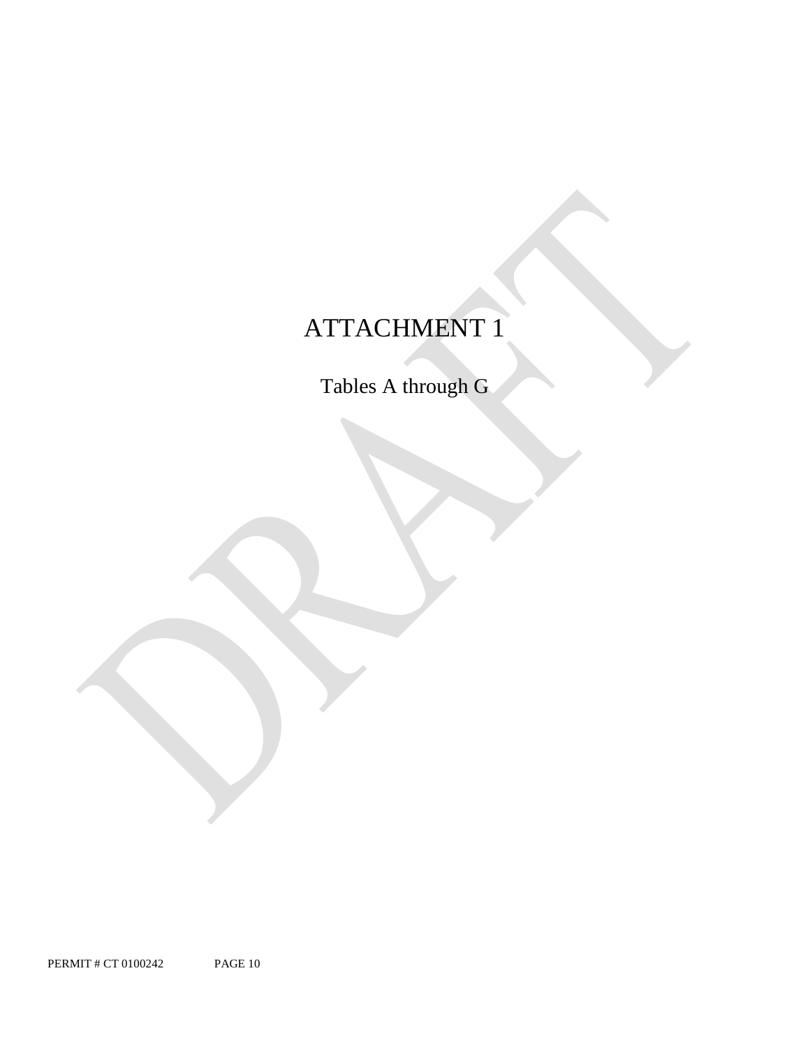# ATTACHMENT 1

Tables A through G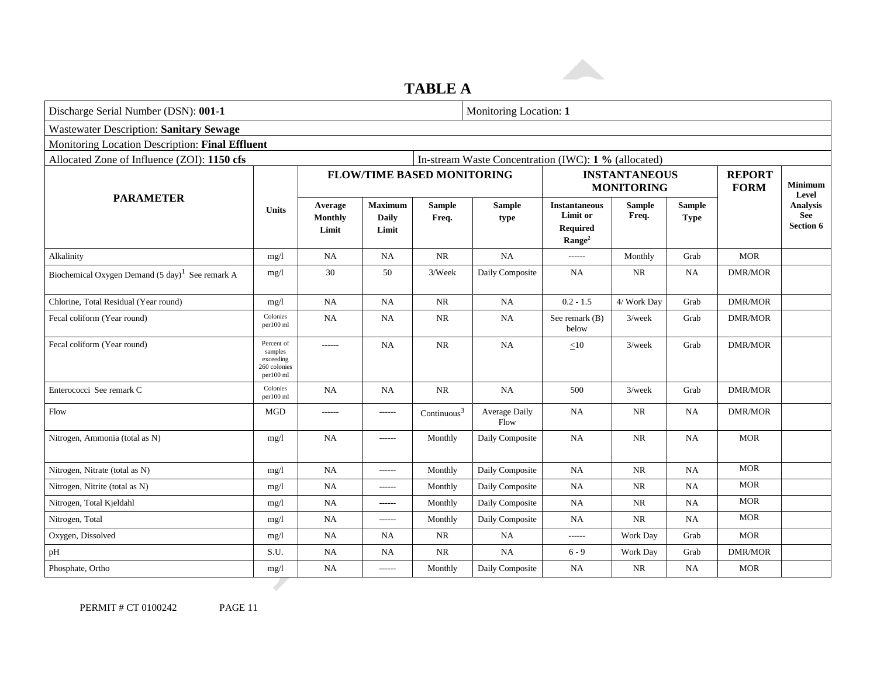# TABLE A

| Discharge Serial Number (DSN): **001-1** | | | | | | Monitoring Location: **1** | | | | |
|---|---|---|---|---|---|---|---|---|---|---|
| Wastewater Description: **Sanitary Sewage** | | | | | | | | | | |
| Monitoring Location Description: **Final Effluent** | | | | | | | | | | |
| Allocated Zone of Influence (ZOI): **1150 cfs** | | | | | In-stream Waste Concentration (IWC): **1 %** (allocated) | | | | | |
| **PARAMETER** | **Units** | **FLOW/TIME BASED MONITORING** | | | | **INSTANTANEOUS MONITORING** | | | **REPORT FORM** | **Minimum Level Analysis See Section 6** |
| | | **Average Monthly Limit** | **Maximum Daily Limit** | **Sample Freq.** | **Sample type** | **Instantaneous Limit or Required Range**[2] | **Sample Freq.** | **Sample Type** | | |
| Alkalinity | mg/l | NA | NA | NR | NA | ------ | Monthly | Grab | MOR | |
| Biochemical Oxygen Demand (5 day)[1] See remark A | mg/l | 30 | 50 | 3/Week | Daily Composite | NA | NR | NA | DMR/MOR | |
| Chlorine, Total Residual (Year round) | mg/l | NA | NA | NR | NA | 0.2 - 1.5 | 4/ Work Day | Grab | DMR/MOR | |
| Fecal coliform (Year round) | Colonies per100 ml | NA | NA | NR | NA | See remark (B) below | 3/week | Grab | DMR/MOR | |
| Fecal coliform (Year round) | Percent of samples exceeding 260 colonies per100 ml | ------ | NA | NR | NA | <u><</u>10 | 3/week | Grab | DMR/MOR | |
| Enterococci See remark C | Colonies per100 ml | NA | NA | NR | NA | 500 | 3/week | Grab | DMR/MOR | |
| Flow | MGD | ------ | ------ | Continuous[3] | Average Daily Flow | NA | NR | NA | DMR/MOR | |
| Nitrogen, Ammonia (total as N) | mg/l | NA | ------ | Monthly | Daily Composite | NA | NR | NA | MOR | |
| Nitrogen, Nitrate (total as N) | mg/l | NA | ------ | Monthly | Daily Composite | NA | NR | NA | MOR | |
| Nitrogen, Nitrite (total as N) | mg/l | NA | ------ | Monthly | Daily Composite | NA | NR | NA | MOR | |
| Nitrogen, Total Kjeldahl | mg/l | NA | ------ | Monthly | Daily Composite | NA | NR | NA | MOR | |
| Nitrogen, Total | mg/l | NA | ------ | Monthly | Daily Composite | NA | NR | NA | MOR | |
| Oxygen, Dissolved | mg/l | NA | NA | NR | NA | ------ | Work Day | Grab | MOR | |
| pH | S.U. | NA | NA | NR | NA | 6 - 9 | Work Day | Grab | DMR/MOR | |
| Phosphate, Ortho | mg/l | NA | ------ | Monthly | Daily Composite | NA | NR | NA | MOR | |

PERMIT # CT 0100242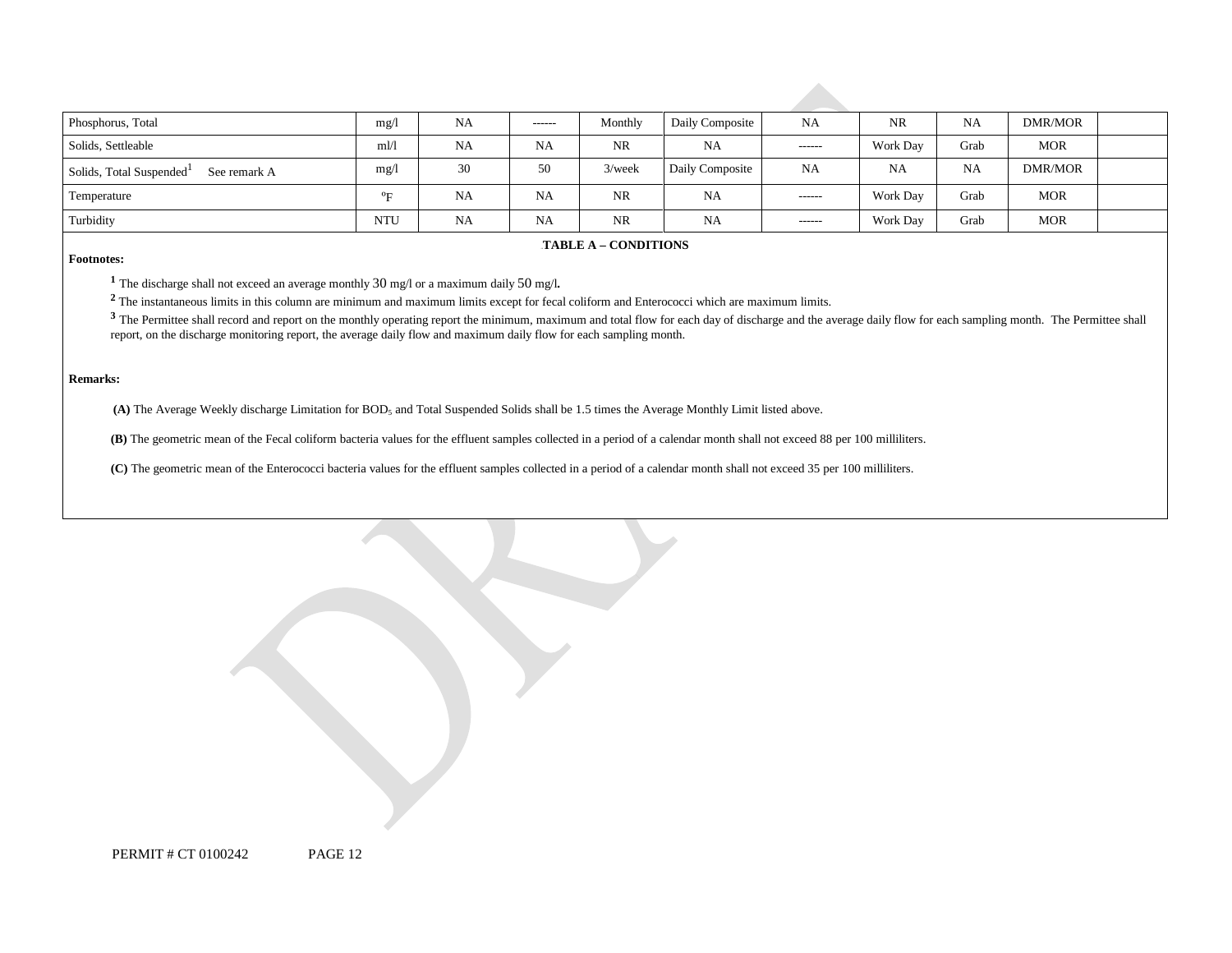| Phosphorus, Total | mg/l | NA | ------ | Monthly | Daily Composite | NA | NR | NA | DMR/MOR | |
|---|---|---|---|---|---|---|---|---|---|---|
| Solids, Settleable | ml/l | NA | NA | NR | NA | ------ | Work Day | Grab | MOR | |
| Solids, Total Suspended[1] See remark A | mg/l | 30 | 50 | 3/week | Daily Composite | NA | NA | NA | DMR/MOR | |
| Temperature | ºF | NA | NA | NR | NA | ------ | Work Day | Grab | MOR | |
| Turbidity | NTU | NA | NA | NR | NA | ------ | Work Day | Grab | MOR | |

**TABLE A – CONDITIONS**

**Footnotes:**

[1] The discharge shall not exceed an average monthly 30 mg/l or a maximum daily 50 mg/l**.**

[2] The instantaneous limits in this column are minimum and maximum limits except for fecal coliform and Enterococci which are maximum limits.

[3] The Permittee shall record and report on the monthly operating report the minimum, maximum and total flow for each day of discharge and the average daily flow for each sampling month. The Permittee shall report, on the discharge monitoring report, the average daily flow and maximum daily flow for each sampling month.

**Remarks:**

**(A)** The Average Weekly discharge Limitation for $BOD_5$ and Total Suspended Solids shall be 1.5 times the Average Monthly Limit listed above.

**(B)** The geometric mean of the Fecal coliform bacteria values for the effluent samples collected in a period of a calendar month shall not exceed 88 per 100 milliliters.

**(C)** The geometric mean of the Enterococci bacteria values for the effluent samples collected in a period of a calendar month shall not exceed 35 per 100 milliliters.

PERMIT # CT 0100242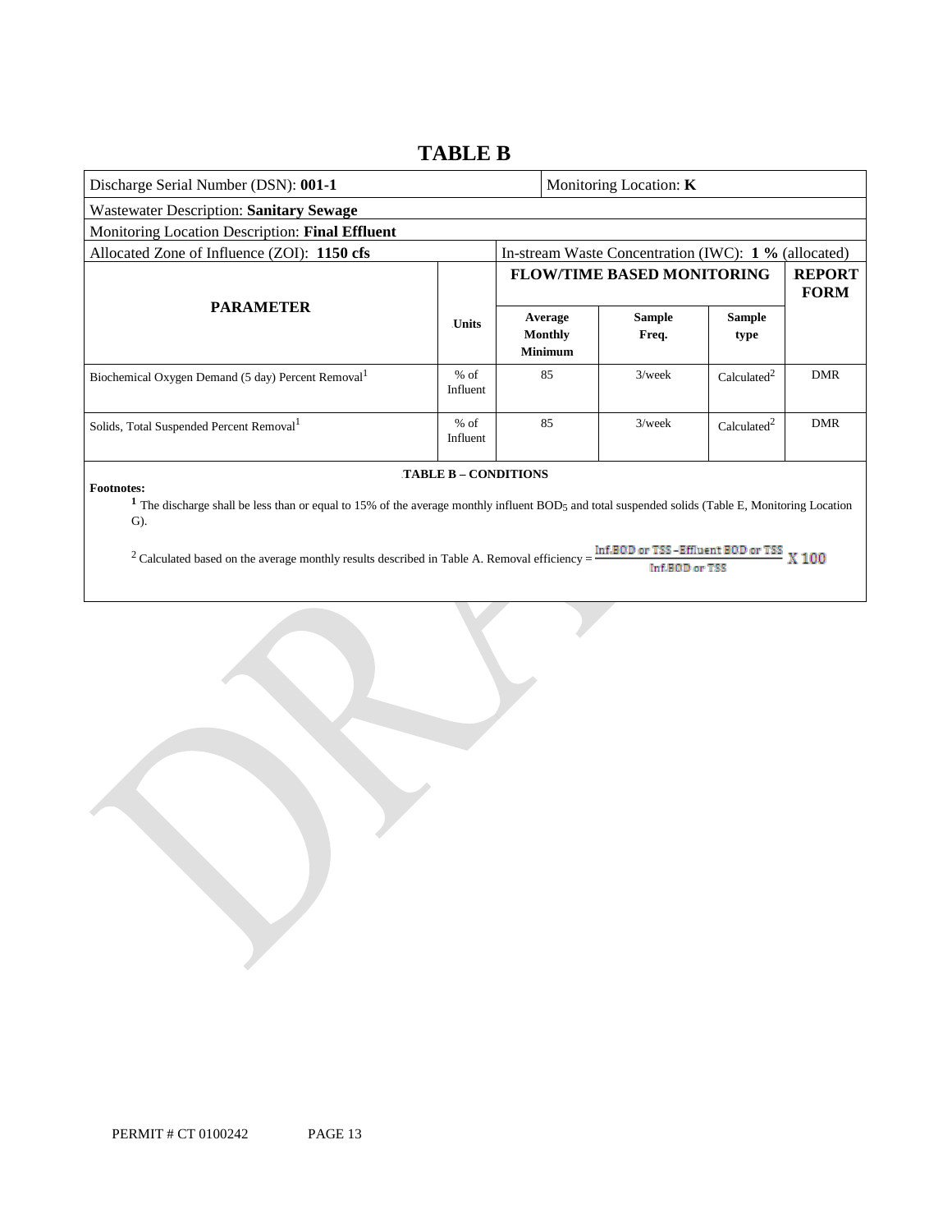# TABLE B

| Discharge Serial Number (DSN): **001-1** | | Monitoring Location: **K** | | | |
|---|---|---|---|---|---|
| Wastewater Description: **Sanitary Sewage** | | | | | |
| Monitoring Location Description: **Final Effluent** | | | | | |
| Allocated Zone of Influence (ZOI): **1150 cfs** | | In-stream Waste Concentration (IWC): **1 %** (allocated) | | | |
| **PARAMETER** | **Units** | **FLOW/TIME BASED MONITORING** | | | **REPORT FORM** |
| | | **Average Monthly Minimum** | **Sample Freq.** | **Sample type** | |
| Biochemical Oxygen Demand (5 day) Percent Removal[1] | % of Influent | 85 | 3/week | Calculated[2] | DMR |
| Solids, Total Suspended Percent Removal[1] | % of Influent | 85 | 3/week | Calculated[2] | DMR |

**TABLE B – CONDITIONS**

**Footnotes:**

[1] The discharge shall be less than or equal to 15% of the average monthly influent $BOD_5$ and total suspended solids (Table E, Monitoring Location G).

[2] Calculated based on the average monthly results described in Table A. Removal efficiency = $\frac{\text{Inf.BOD or TSS} - \text{Effluent BOD or TSS}}{\text{Inf.BOD or TSS}} \times 100$

PERMIT # CT 0100242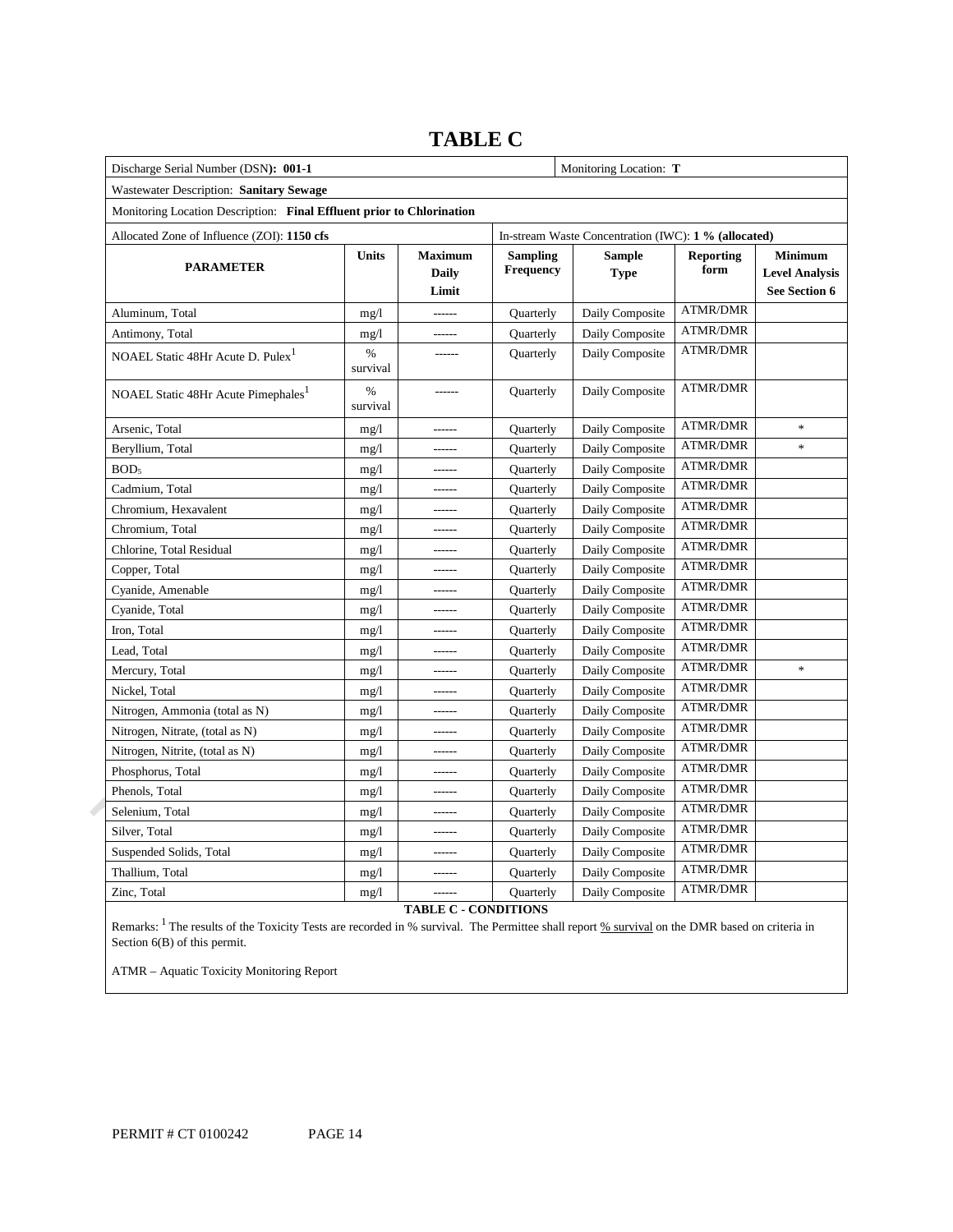# TABLE C

| Discharge Serial Number (DSN): **001-1** | | | | Monitoring Location: **T** | | |
|---|---|---|---|---|---|---|
| Wastewater Description: **Sanitary Sewage** | | | | | | |
| Monitoring Location Description: **Final Effluent prior to Chlorination** | | | | | | |
| Allocated Zone of Influence (ZOI): **1150 cfs** | | | In-stream Waste Concentration (IWC): **1 % (allocated)** | | | |
| **PARAMETER** | **Units** | **Maximum Daily Limit** | **Sampling Frequency** | **Sample Type** | **Reporting form** | **Minimum Level Analysis See Section 6** |
| Aluminum, Total | mg/l | ------ | Quarterly | Daily Composite | ATMR/DMR | |
| Antimony, Total | mg/l | ------ | Quarterly | Daily Composite | ATMR/DMR | |
| NOAEL Static 48Hr Acute D. Pulex[1] | % survival | ------ | Quarterly | Daily Composite | ATMR/DMR | |
| NOAEL Static 48Hr Acute Pimephales[1] | % survival | ------ | Quarterly | Daily Composite | ATMR/DMR | |
| Arsenic, Total | mg/l | ------ | Quarterly | Daily Composite | ATMR/DMR | * |
| Beryllium, Total | mg/l | ------ | Quarterly | Daily Composite | ATMR/DMR | * |
| $BOD_5$ | mg/l | ------ | Quarterly | Daily Composite | ATMR/DMR | |
| Cadmium, Total | mg/l | ------ | Quarterly | Daily Composite | ATMR/DMR | |
| Chromium, Hexavalent | mg/l | ------ | Quarterly | Daily Composite | ATMR/DMR | |
| Chromium, Total | mg/l | ------ | Quarterly | Daily Composite | ATMR/DMR | |
| Chlorine, Total Residual | mg/l | ------ | Quarterly | Daily Composite | ATMR/DMR | |
| Copper, Total | mg/l | ------ | Quarterly | Daily Composite | ATMR/DMR | |
| Cyanide, Amenable | mg/l | ------ | Quarterly | Daily Composite | ATMR/DMR | |
| Cyanide, Total | mg/l | ------ | Quarterly | Daily Composite | ATMR/DMR | |
| Iron, Total | mg/l | ------ | Quarterly | Daily Composite | ATMR/DMR | |
| Lead, Total | mg/l | ------ | Quarterly | Daily Composite | ATMR/DMR | |
| Mercury, Total | mg/l | ------ | Quarterly | Daily Composite | ATMR/DMR | * |
| Nickel, Total | mg/l | ------ | Quarterly | Daily Composite | ATMR/DMR | |
| Nitrogen, Ammonia (total as N) | mg/l | ------ | Quarterly | Daily Composite | ATMR/DMR | |
| Nitrogen, Nitrate, (total as N) | mg/l | ------ | Quarterly | Daily Composite | ATMR/DMR | |
| Nitrogen, Nitrite, (total as N) | mg/l | ------ | Quarterly | Daily Composite | ATMR/DMR | |
| Phosphorus, Total | mg/l | ------ | Quarterly | Daily Composite | ATMR/DMR | |
| Phenols, Total | mg/l | ------ | Quarterly | Daily Composite | ATMR/DMR | |
| Selenium, Total | mg/l | ------ | Quarterly | Daily Composite | ATMR/DMR | |
| Silver, Total | mg/l | ------ | Quarterly | Daily Composite | ATMR/DMR | |
| Suspended Solids, Total | mg/l | ------ | Quarterly | Daily Composite | ATMR/DMR | |
| Thallium, Total | mg/l | ------ | Quarterly | Daily Composite | ATMR/DMR | |
| Zinc, Total | mg/l | ------ | Quarterly | Daily Composite | ATMR/DMR | |

**TABLE C - CONDITIONS**

Remarks: [1] The results of the Toxicity Tests are recorded in % survival. The Permittee shall report % survival on the DMR based on criteria in Section 6(B) of this permit.

ATMR – Aquatic Toxicity Monitoring Report

PERMIT # CT 0100242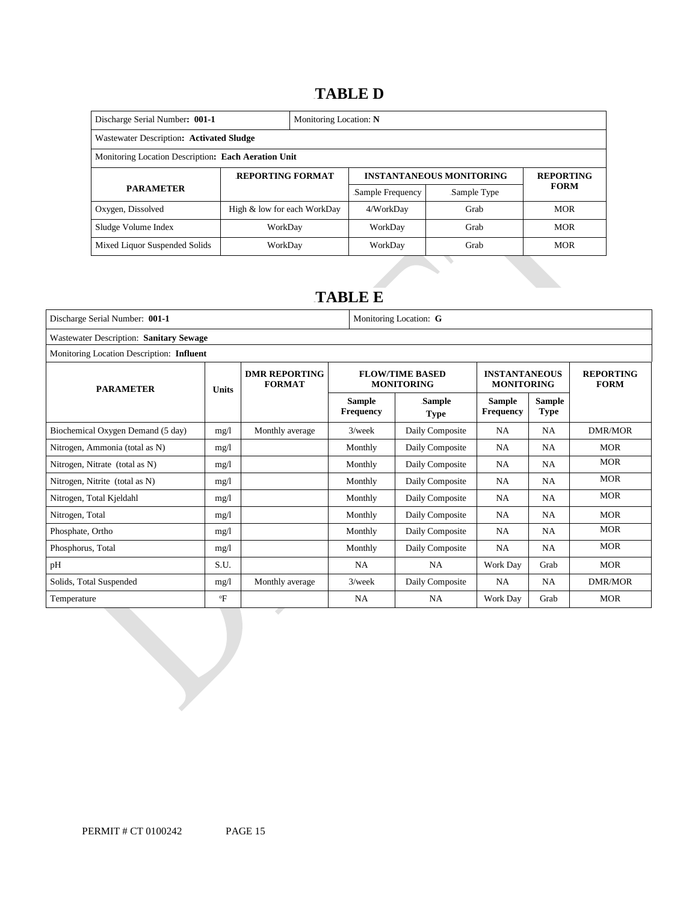## TABLE D

| Discharge Serial Number: **001-1** | | Monitoring Location: **N** | | |
|---|---|---|---|---|
| Wastewater Description**: Activated Sludge** | | | | |
| Monitoring Location Description**: Each Aeration Unit** | | | | |
| **PARAMETER** | **REPORTING FORMAT** | **INSTANTANEOUS MONITORING** | | **REPORTING FORM** |
| | | Sample Frequency | Sample Type | |
| Oxygen, Dissolved | High & low for each WorkDay | 4/WorkDay | Grab | MOR |
| Sludge Volume Index | WorkDay | WorkDay | Grab | MOR |
| Mixed Liquor Suspended Solids | WorkDay | WorkDay | Grab | MOR |

## TABLE E

| Discharge Serial Number: **001-1** | | | Monitoring Location: **G** | | | | |
|---|---|---|---|---|---|---|---|
| Wastewater Description: **Sanitary Sewage** | | | | | | | |
| Monitoring Location Description: **Influent** | | | | | | | |
| **PARAMETER** | **Units** | **DMR REPORTING FORMAT** | **FLOW/TIME BASED MONITORING** | | **INSTANTANEOUS MONITORING** | | **REPORTING FORM** |
| | | | **Sample Frequency** | **Sample Type** | **Sample Frequency** | **Sample Type** | |
| Biochemical Oxygen Demand (5 day) | mg/l | Monthly average | 3/week | Daily Composite | NA | NA | DMR/MOR |
| Nitrogen, Ammonia (total as N) | mg/l | | Monthly | Daily Composite | NA | NA | MOR |
| Nitrogen, Nitrate (total as N) | mg/l | | Monthly | Daily Composite | NA | NA | MOR |
| Nitrogen, Nitrite (total as N) | mg/l | | Monthly | Daily Composite | NA | NA | MOR |
| Nitrogen, Total Kjeldahl | mg/l | | Monthly | Daily Composite | NA | NA | MOR |
| Nitrogen, Total | mg/l | | Monthly | Daily Composite | NA | NA | MOR |
| Phosphate, Ortho | mg/l | | Monthly | Daily Composite | NA | NA | MOR |
| Phosphorus, Total | mg/l | | Monthly | Daily Composite | NA | NA | MOR |
| pH | S.U. | | NA | NA | Work Day | Grab | MOR |
| Solids, Total Suspended | mg/l | Monthly average | 3/week | Daily Composite | NA | NA | DMR/MOR |
| Temperature | °F | | NA | NA | Work Day | Grab | MOR |

PERMIT # CT 0100242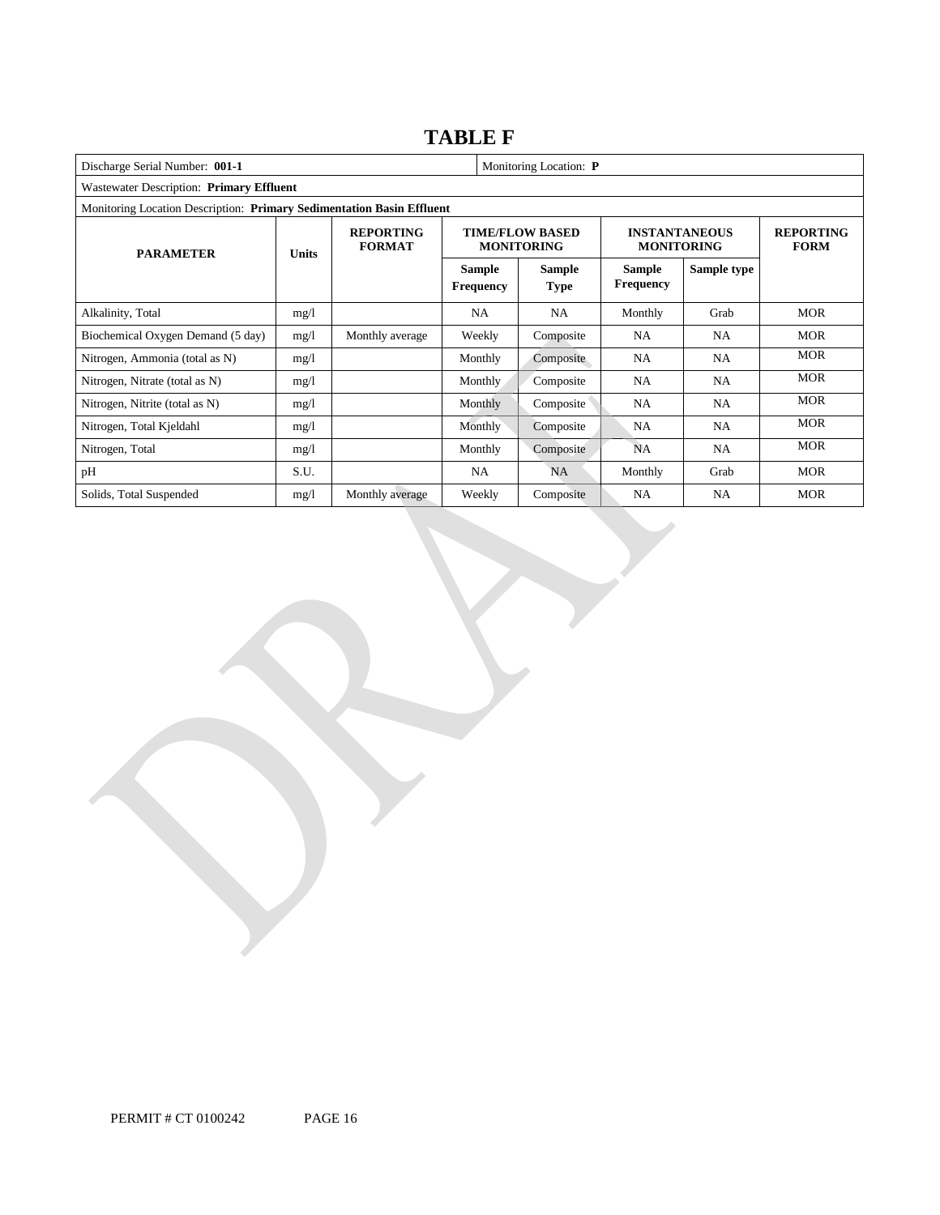# TABLE F

| Discharge Serial Number: **001-1** | | | | Monitoring Location: **P** | | | |
|---|---|---|---|---|---|---|---|
| Wastewater Description: **Primary Effluent** | | | | | | | |
| Monitoring Location Description: **Primary Sedimentation Basin Effluent** | | | | | | | |
| **PARAMETER** | **Units** | **REPORTING FORMAT** | **TIME/FLOW BASED MONITORING** | | **INSTANTANEOUS MONITORING** | | **REPORTING FORM** |
| | | | **Sample Frequency** | **Sample Type** | **Sample Frequency** | **Sample type** | |
| Alkalinity, Total | mg/l | | NA | NA | Monthly | Grab | MOR |
| Biochemical Oxygen Demand (5 day) | mg/l | Monthly average | Weekly | Composite | NA | NA | MOR |
| Nitrogen, Ammonia (total as N) | mg/l | | Monthly | Composite | NA | NA | MOR |
| Nitrogen, Nitrate (total as N) | mg/l | | Monthly | Composite | NA | NA | MOR |
| Nitrogen, Nitrite (total as N) | mg/l | | Monthly | Composite | NA | NA | MOR |
| Nitrogen, Total Kjeldahl | mg/l | | Monthly | Composite | NA | NA | MOR |
| Nitrogen, Total | mg/l | | Monthly | Composite | NA | NA | MOR |
| pH | S.U. | | NA | NA | Monthly | Grab | MOR |
| Solids, Total Suspended | mg/l | Monthly average | Weekly | Composite | NA | NA | MOR |

PERMIT # CT 0100242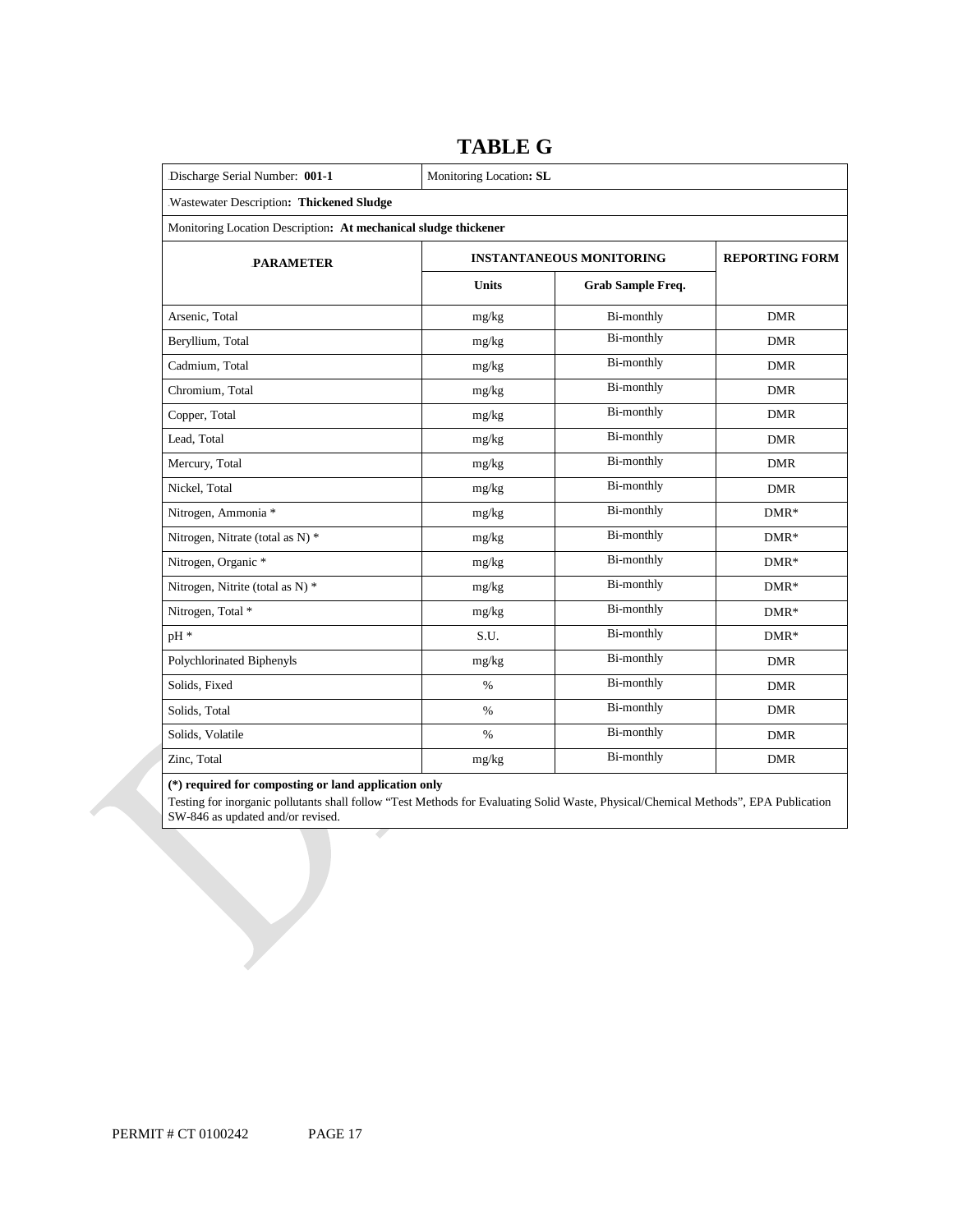# TABLE G

| Discharge Serial Number: **001-1** | Monitoring Location**: SL** | | |
|---|---|---|---|
| Wastewater Description**: Thickened Sludge** | | | |
| Monitoring Location Description**: At mechanical sludge thickener** | | | |
| **PARAMETER** | **INSTANTANEOUS MONITORING** | | **REPORTING FORM** |
| | **Units** | **Grab Sample Freq.** | |
| Arsenic, Total | mg/kg | Bi-monthly | DMR |
| Beryllium, Total | mg/kg | Bi-monthly | DMR |
| Cadmium, Total | mg/kg | Bi-monthly | DMR |
| Chromium, Total | mg/kg | Bi-monthly | DMR |
| Copper, Total | mg/kg | Bi-monthly | DMR |
| Lead, Total | mg/kg | Bi-monthly | DMR |
| Mercury, Total | mg/kg | Bi-monthly | DMR |
| Nickel, Total | mg/kg | Bi-monthly | DMR |
| Nitrogen, Ammonia * | mg/kg | Bi-monthly | DMR* |
| Nitrogen, Nitrate (total as N) * | mg/kg | Bi-monthly | DMR* |
| Nitrogen, Organic * | mg/kg | Bi-monthly | DMR* |
| Nitrogen, Nitrite (total as N) * | mg/kg | Bi-monthly | DMR* |
| Nitrogen, Total * | mg/kg | Bi-monthly | DMR* |
| pH * | S.U. | Bi-monthly | DMR* |
| Polychlorinated Biphenyls | mg/kg | Bi-monthly | DMR |
| Solids, Fixed | % | Bi-monthly | DMR |
| Solids, Total | % | Bi-monthly | DMR |
| Solids, Volatile | % | Bi-monthly | DMR |
| Zinc, Total | mg/kg | Bi-monthly | DMR |

**(*) required for composting or land application only**

Testing for inorganic pollutants shall follow "Test Methods for Evaluating Solid Waste, Physical/Chemical Methods", EPA Publication SW-846 as updated and/or revised.

PERMIT # CT 0100242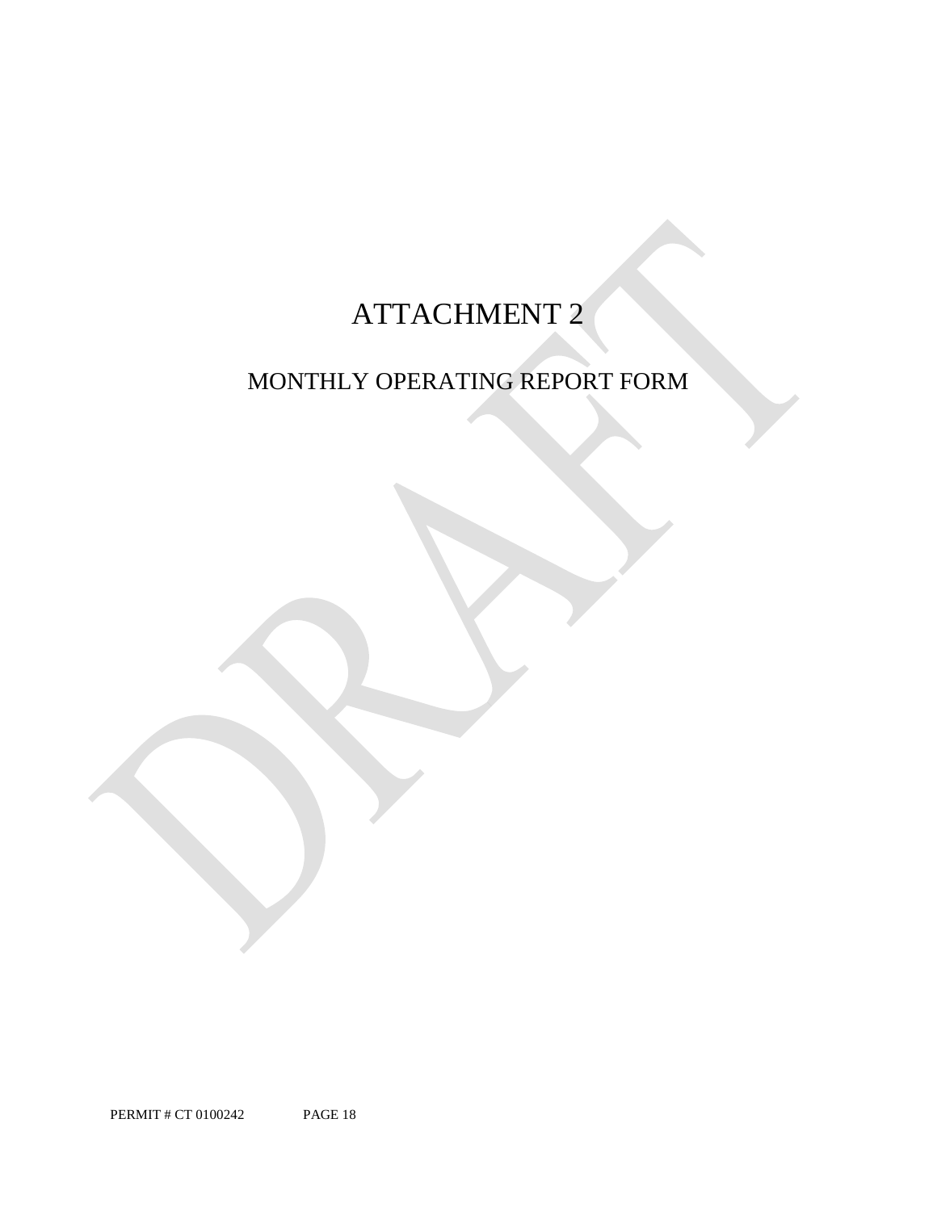# ATTACHMENT 2

## MONTHLY OPERATING REPORT FORM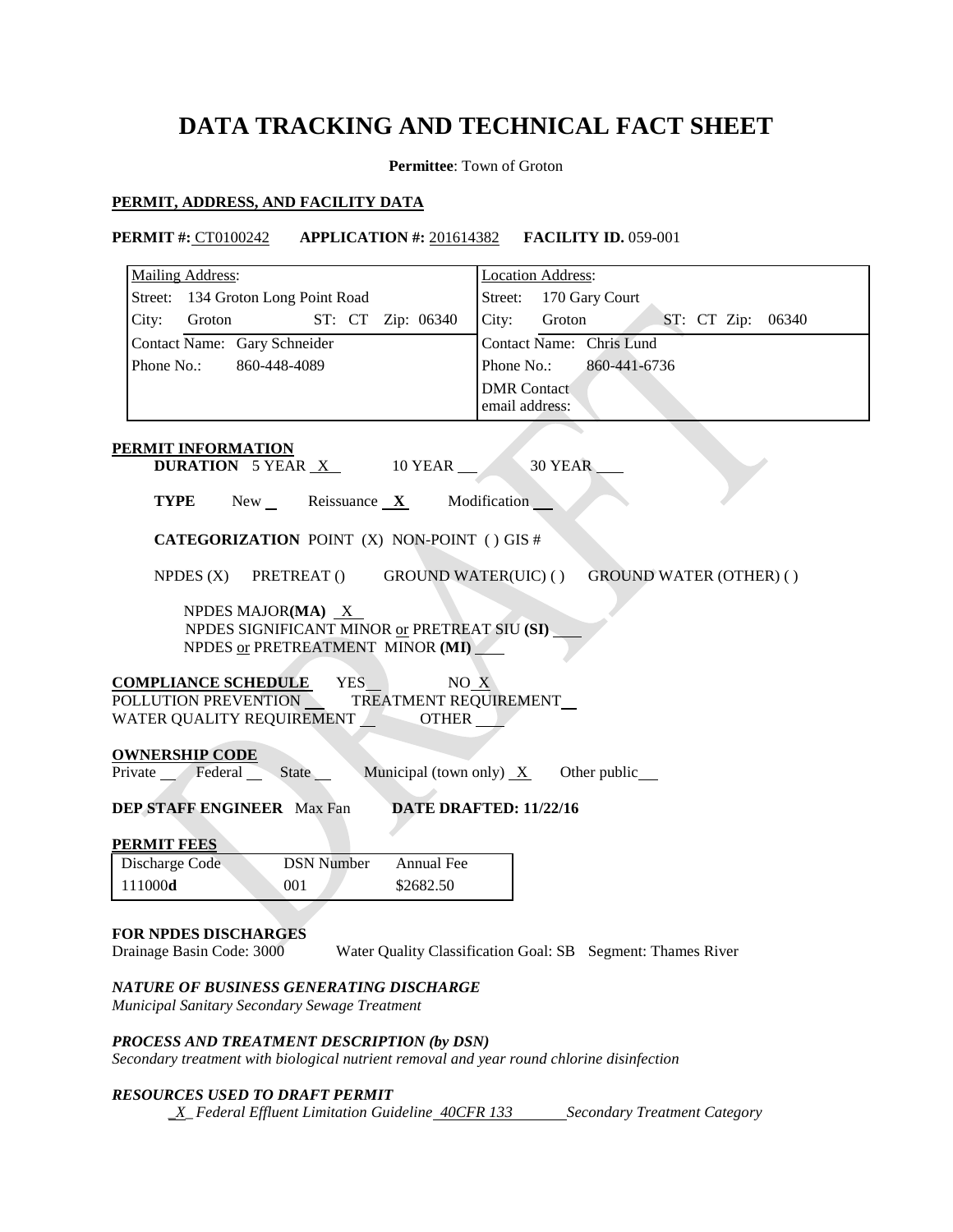# DATA TRACKING AND TECHNICAL FACT SHEET

**Permittee**: Town of Groton

**PERMIT, ADDRESS, AND FACILITY DATA**

**PERMIT #:** CT0100242 **APPLICATION #:** 201614382 **FACILITY ID.** 059-001

| Mailing Address: | Location Address: |
|---|---|
| Street: 134 Groton Long Point Road | Street: 170 Gary Court |
| City: Groton ST: CT Zip: 06340 | City: Groton ST: CT Zip: 06340 |
| Contact Name: Gary Schneider | Contact Name: Chris Lund |
| Phone No.: 860-448-4089 | Phone No.: 860-441-6736 |
| | DMR Contact email address: |

**PERMIT INFORMATION**

**DURATION** 5 YEAR X 10 YEAR __ 30 YEAR __

**TYPE** New __ Reissuance **X** Modification __

**CATEGORIZATION** POINT (X) NON-POINT ( ) GIS #

NPDES (X) PRETREAT () GROUND WATER(UIC) ( ) GROUND WATER (OTHER) ( )

NPDES MAJOR**(MA)** X
NPDES SIGNIFICANT MINOR or PRETREAT SIU **(SI)** __
NPDES or PRETREATMENT MINOR **(MI)** __

**COMPLIANCE SCHEDULE** YES __ NO X
POLLUTION PREVENTION __ TREATMENT REQUIREMENT __
WATER QUALITY REQUIREMENT __ OTHER __

**OWNERSHIP CODE**
Private __ Federal __ State __ Municipal (town only) X Other public __

**DEP STAFF ENGINEER** Max Fan **DATE DRAFTED: 11/22/16**

**PERMIT FEES**

| Discharge Code | DSN Number | Annual Fee |
|---|---|---|
| 111000**d** | 001 | $2682.50 |

**FOR NPDES DISCHARGES**
Drainage Basin Code: 3000 Water Quality Classification Goal: SB Segment: Thames River

***NATURE OF BUSINESS GENERATING DISCHARGE***
*Municipal Sanitary Secondary Sewage Treatment*

***PROCESS AND TREATMENT DESCRIPTION (by DSN)***
*Secondary treatment with biological nutrient removal and year round chlorine disinfection*

***RESOURCES USED TO DRAFT PERMIT***
*X Federal Effluent Limitation Guideline 40CFR 133 Secondary Treatment Category*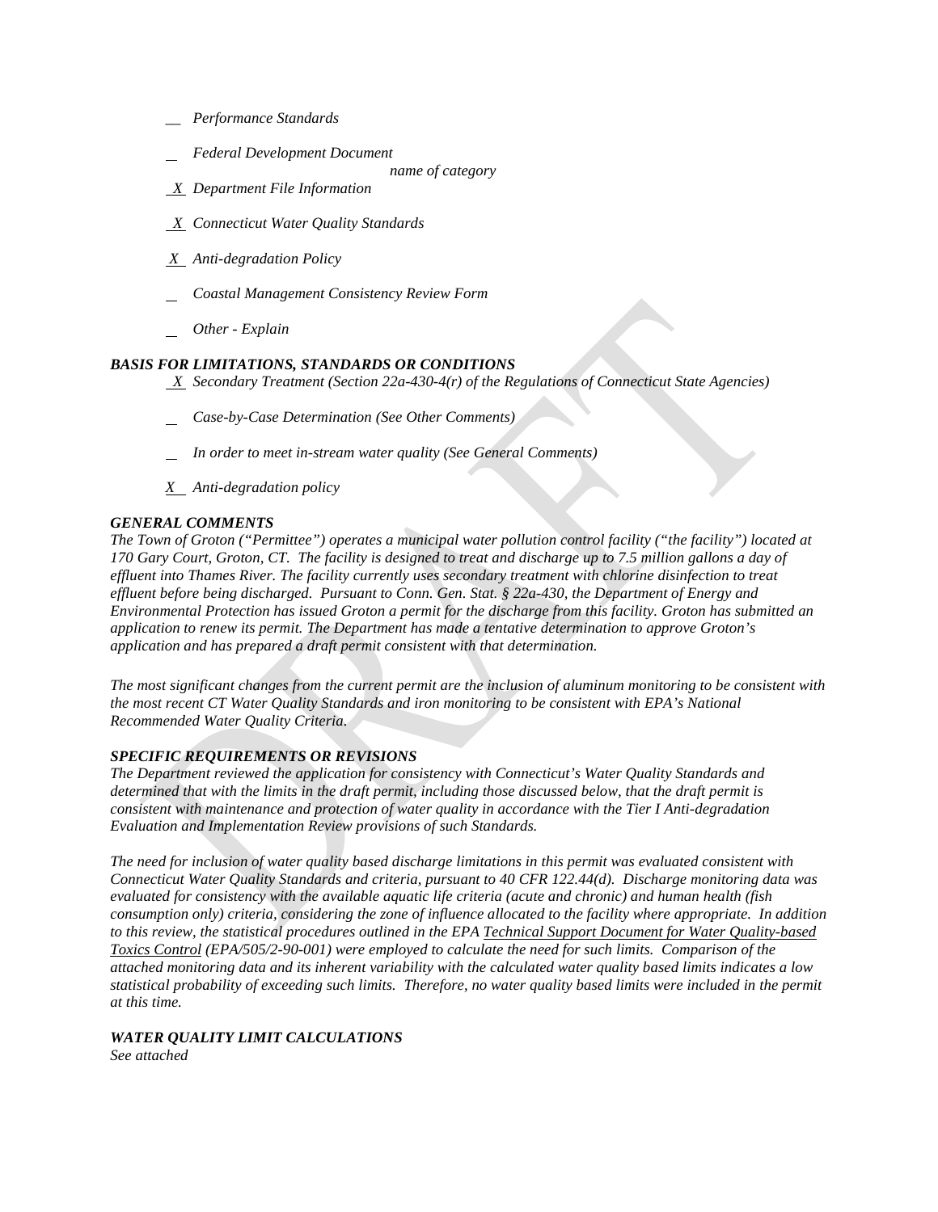*__ Performance Standards*

*_ Federal Development Document*

*name of category*

*X Department File Information*

*X Connecticut Water Quality Standards*

*X Anti-degradation Policy*

*_ Coastal Management Consistency Review Form*

*_ Other - Explain*

### *BASIS FOR LIMITATIONS, STANDARDS OR CONDITIONS*

*X Secondary Treatment (Section 22a-430-4(r) of the Regulations of Connecticut State Agencies)*

*_ Case-by-Case Determination (See Other Comments)*

*_ In order to meet in-stream water quality (See General Comments)*

*X Anti-degradation policy*

### *GENERAL COMMENTS*

*The Town of Groton ("Permittee") operates a municipal water pollution control facility ("the facility") located at 170 Gary Court, Groton, CT. The facility is designed to treat and discharge up to 7.5 million gallons a day of effluent into Thames River. The facility currently uses secondary treatment with chlorine disinfection to treat effluent before being discharged. Pursuant to Conn. Gen. Stat. § 22a-430, the Department of Energy and Environmental Protection has issued Groton a permit for the discharge from this facility. Groton has submitted an application to renew its permit. The Department has made a tentative determination to approve Groton's application and has prepared a draft permit consistent with that determination.*

*The most significant changes from the current permit are the inclusion of aluminum monitoring to be consistent with the most recent CT Water Quality Standards and iron monitoring to be consistent with EPA's National Recommended Water Quality Criteria.*

### *SPECIFIC REQUIREMENTS OR REVISIONS*

*The Department reviewed the application for consistency with Connecticut's Water Quality Standards and determined that with the limits in the draft permit, including those discussed below, that the draft permit is consistent with maintenance and protection of water quality in accordance with the Tier I Anti-degradation Evaluation and Implementation Review provisions of such Standards.*

*The need for inclusion of water quality based discharge limitations in this permit was evaluated consistent with Connecticut Water Quality Standards and criteria, pursuant to 40 CFR 122.44(d). Discharge monitoring data was evaluated for consistency with the available aquatic life criteria (acute and chronic) and human health (fish consumption only) criteria, considering the zone of influence allocated to the facility where appropriate. In addition to this review, the statistical procedures outlined in the EPA Technical Support Document for Water Quality-based Toxics Control (EPA/505/2-90-001) were employed to calculate the need for such limits. Comparison of the attached monitoring data and its inherent variability with the calculated water quality based limits indicates a low statistical probability of exceeding such limits. Therefore, no water quality based limits were included in the permit at this time.*

### *WATER QUALITY LIMIT CALCULATIONS*

*See attached*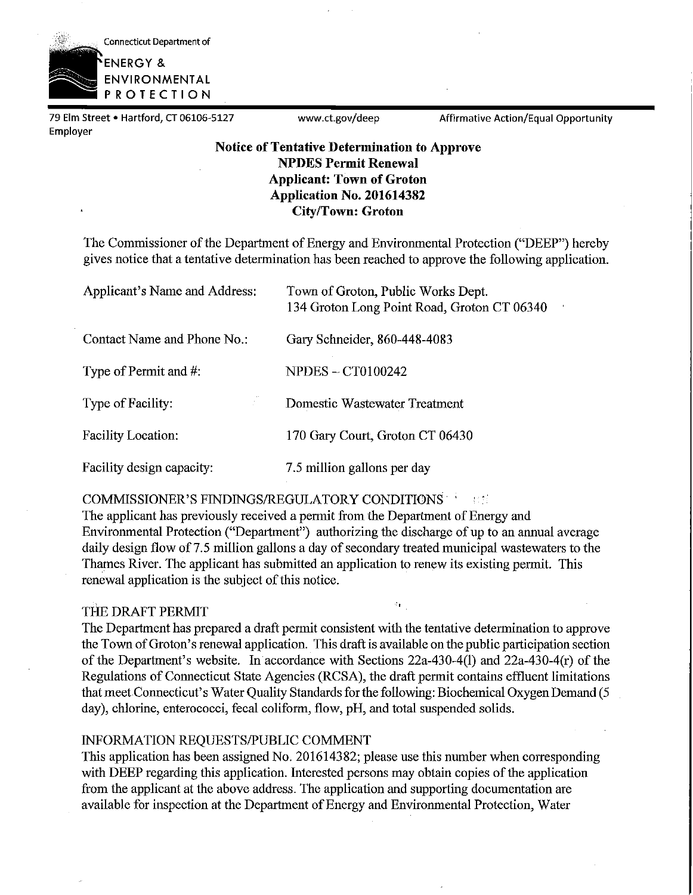Connecticut Department of

ENERGY & ENVIRONMENTAL PROTECTION

79 Elm Street • Hartford, CT 06106-5127 www.ct.gov/deep Affirmative Action/Equal Opportunity Employer

**Notice of Tentative Determination to Approve**
**NPDES Permit Renewal**
**Applicant: Town of Groton**
**Application No. 201614382**
**City/Town: Groton**

The Commissioner of the Department of Energy and Environmental Protection ("DEEP") hereby gives notice that a tentative determination has been reached to approve the following application.

| | |
|---|---|
| Applicant's Name and Address: | Town of Groton, Public Works Dept. 134 Groton Long Point Road, Groton CT 06340 |
| Contact Name and Phone No.: | Gary Schneider, 860-448-4083 |
| Type of Permit and #: | NPDES – CT0100242 |
| Type of Facility: | Domestic Wastewater Treatment |
| Facility Location: | 170 Gary Court, Groton CT 06430 |
| Facility design capacity: | 7.5 million gallons per day |

COMMISSIONER'S FINDINGS/REGULATORY CONDITIONS

The applicant has previously received a permit from the Department of Energy and Environmental Protection ("Department") authorizing the discharge of up to an annual average daily design flow of 7.5 million gallons a day of secondary treated municipal wastewaters to the Thames River. The applicant has submitted an application to renew its existing permit. This renewal application is the subject of this notice.

THE DRAFT PERMIT

The Department has prepared a draft permit consistent with the tentative determination to approve the Town of Groton's renewal application. This draft is available on the public participation section of the Department's website. In accordance with Sections 22a-430-4(l) and 22a-430-4(r) of the Regulations of Connecticut State Agencies (RCSA), the draft permit contains effluent limitations that meet Connecticut's Water Quality Standards for the following: Biochemical Oxygen Demand (5 day), chlorine, enterococci, fecal coliform, flow, pH, and total suspended solids.

INFORMATION REQUESTS/PUBLIC COMMENT

This application has been assigned No. 201614382; please use this number when corresponding with DEEP regarding this application. Interested persons may obtain copies of the application from the applicant at the above address. The application and supporting documentation are available for inspection at the Department of Energy and Environmental Protection, Water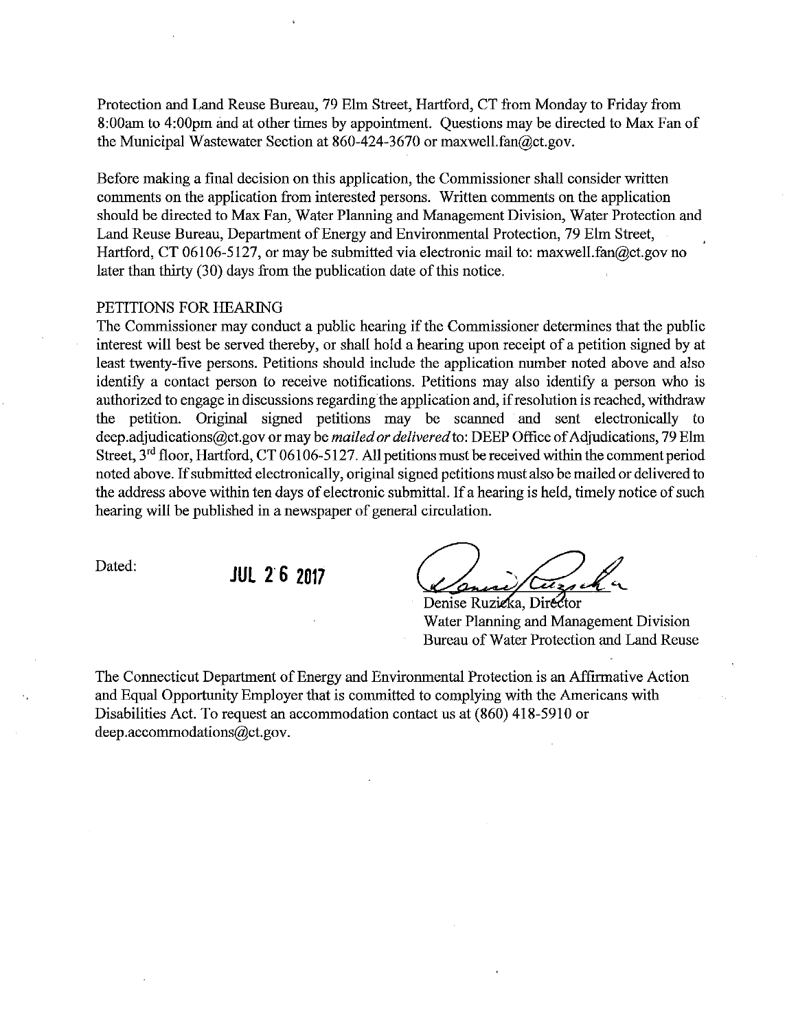Protection and Land Reuse Bureau, 79 Elm Street, Hartford, CT from Monday to Friday from 8:00am to 4:00pm and at other times by appointment. Questions may be directed to Max Fan of the Municipal Wastewater Section at 860-424-3670 or maxwell.fan@ct.gov.

Before making a final decision on this application, the Commissioner shall consider written comments on the application from interested persons. Written comments on the application should be directed to Max Fan, Water Planning and Management Division, Water Protection and Land Reuse Bureau, Department of Energy and Environmental Protection, 79 Elm Street, Hartford, CT 06106-5127, or may be submitted via electronic mail to: maxwell.fan@ct.gov no later than thirty (30) days from the publication date of this notice.

PETITIONS FOR HEARING

The Commissioner may conduct a public hearing if the Commissioner determines that the public interest will best be served thereby, or shall hold a hearing upon receipt of a petition signed by at least twenty-five persons. Petitions should include the application number noted above and also identify a contact person to receive notifications. Petitions may also identify a person who is authorized to engage in discussions regarding the application and, if resolution is reached, withdraw the petition. Original signed petitions may be scanned and sent electronically to deep.adjudications@ct.gov or may be *mailed or delivered* to: DEEP Office of Adjudications, 79 Elm Street, 3rd floor, Hartford, CT 06106-5127. All petitions must be received within the comment period noted above. If submitted electronically, original signed petitions must also be mailed or delivered to the address above within ten days of electronic submittal. If a hearing is held, timely notice of such hearing will be published in a newspaper of general circulation.

Dated: **JUL 26 2017**

Denise Ruzicka, Director
Water Planning and Management Division
Bureau of Water Protection and Land Reuse

The Connecticut Department of Energy and Environmental Protection is an Affirmative Action and Equal Opportunity Employer that is committed to complying with the Americans with Disabilities Act. To request an accommodation contact us at (860) 418-5910 or deep.accommodations@ct.gov.